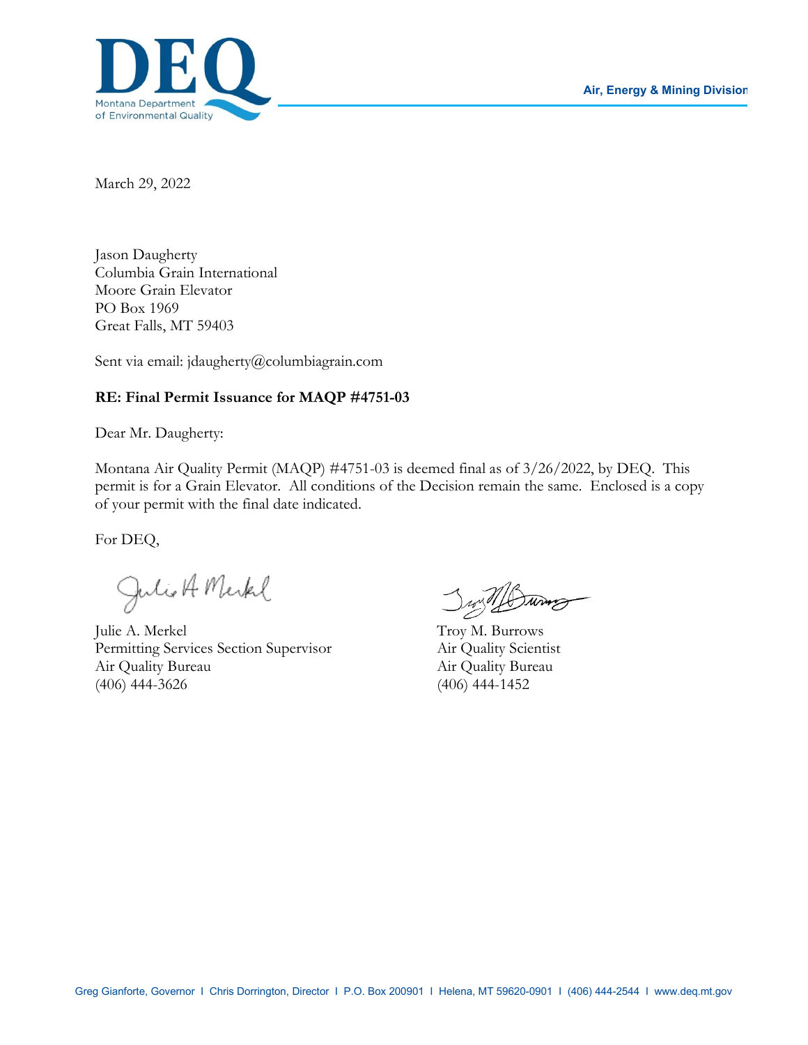DEQ
Montana Department of Environmental Quality

Air, Energy & Mining Division

March 29, 2022

Jason Daugherty
Columbia Grain International
Moore Grain Elevator
PO Box 1969
Great Falls, MT 59403

Sent via email: jdaugherty@columbiagrain.com

**RE: Final Permit Issuance for MAQP #4751-03**

Dear Mr. Daugherty:

Montana Air Quality Permit (MAQP) #4751-03 is deemed final as of 3/26/2022, by DEQ. This permit is for a Grain Elevator. All conditions of the Decision remain the same. Enclosed is a copy of your permit with the final date indicated.

For DEQ,

Julie A. Merkel
Permitting Services Section Supervisor
Air Quality Bureau
(406) 444-3626

Troy M. Burrows
Air Quality Scientist
Air Quality Bureau
(406) 444-1452

Greg Gianforte, Governor I Chris Dorrington, Director I P.O. Box 200901 I Helena, MT 59620-0901 I (406) 444-2544 I www.deq.mt.gov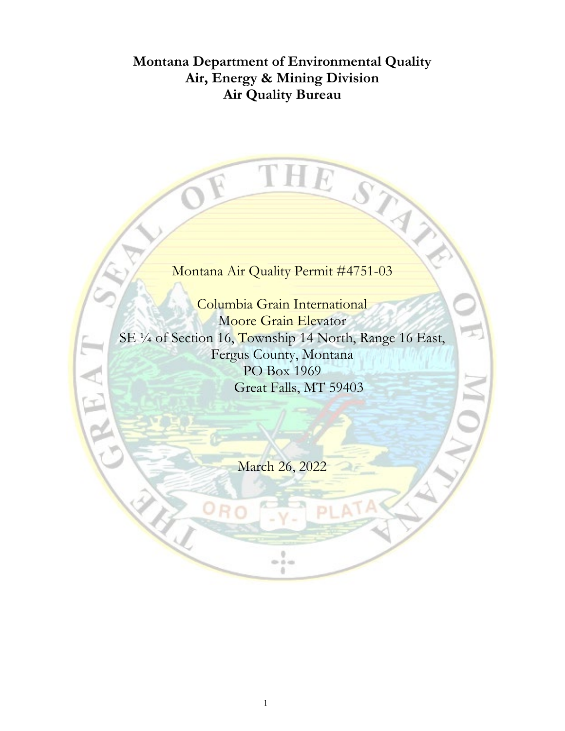**Montana Department of Environmental Quality**
**Air, Energy & Mining Division**
**Air Quality Bureau**

Montana Air Quality Permit #4751-03

Columbia Grain International
Moore Grain Elevator
SE ¼ of Section 16, Township 14 North, Range 16 East,
Fergus County, Montana
PO Box 1969
Great Falls, MT 59403

March 26, 2022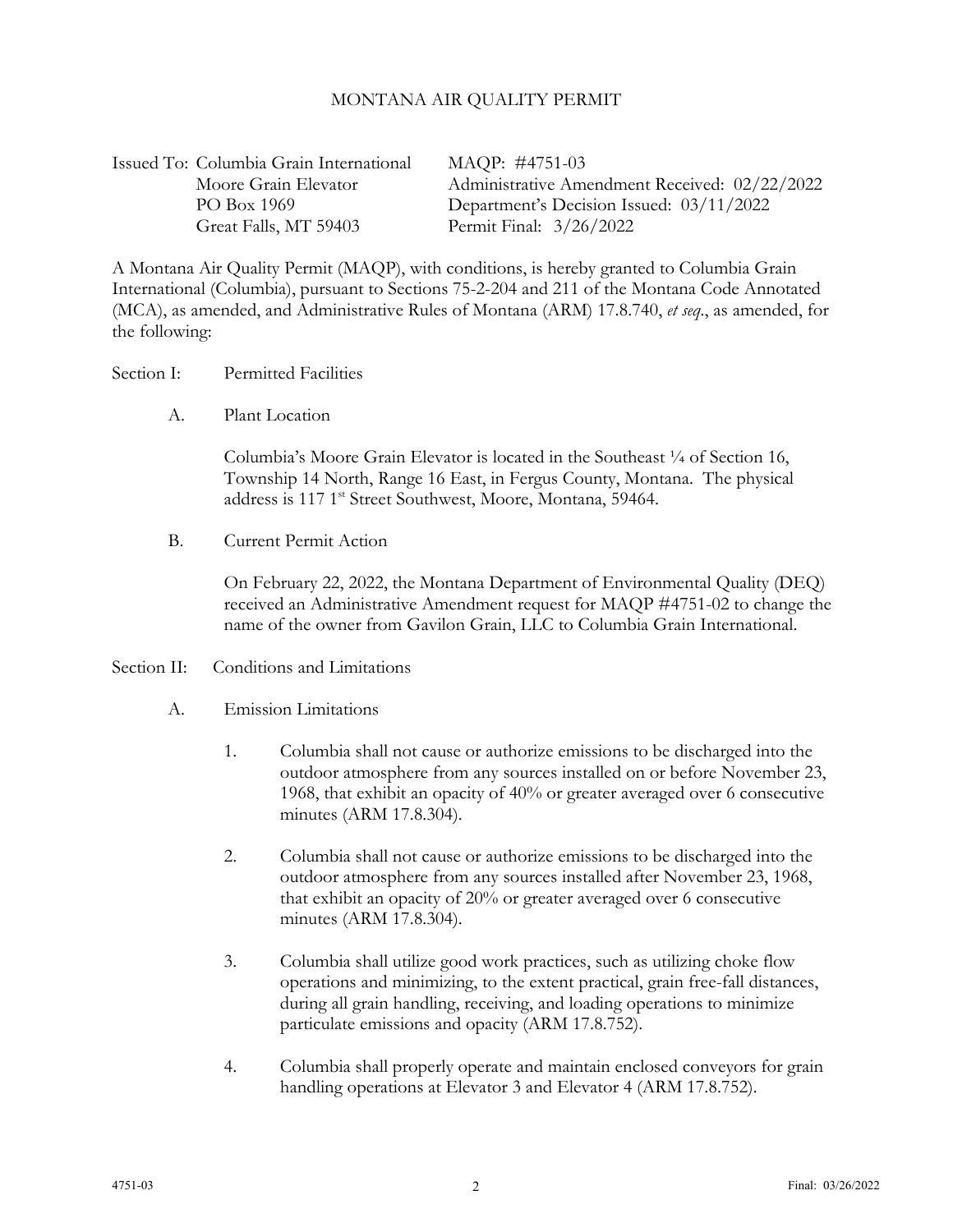MONTANA AIR QUALITY PERMIT

Issued To: Columbia Grain International
Moore Grain Elevator
PO Box 1969
Great Falls, MT 59403

MAQP: #4751-03
Administrative Amendment Received: 02/22/2022
Department's Decision Issued: 03/11/2022
Permit Final: 3/26/2022

A Montana Air Quality Permit (MAQP), with conditions, is hereby granted to Columbia Grain International (Columbia), pursuant to Sections 75-2-204 and 211 of the Montana Code Annotated (MCA), as amended, and Administrative Rules of Montana (ARM) 17.8.740, *et seq*., as amended, for the following:

Section I: Permitted Facilities

A. Plant Location

Columbia's Moore Grain Elevator is located in the Southeast ¼ of Section 16, Township 14 North, Range 16 East, in Fergus County, Montana. The physical address is 117 1st Street Southwest, Moore, Montana, 59464.

B. Current Permit Action

On February 22, 2022, the Montana Department of Environmental Quality (DEQ) received an Administrative Amendment request for MAQP #4751-02 to change the name of the owner from Gavilon Grain, LLC to Columbia Grain International.

Section II: Conditions and Limitations

A. Emission Limitations

1. Columbia shall not cause or authorize emissions to be discharged into the outdoor atmosphere from any sources installed on or before November 23, 1968, that exhibit an opacity of 40% or greater averaged over 6 consecutive minutes (ARM 17.8.304).

2. Columbia shall not cause or authorize emissions to be discharged into the outdoor atmosphere from any sources installed after November 23, 1968, that exhibit an opacity of 20% or greater averaged over 6 consecutive minutes (ARM 17.8.304).

3. Columbia shall utilize good work practices, such as utilizing choke flow operations and minimizing, to the extent practical, grain free-fall distances, during all grain handling, receiving, and loading operations to minimize particulate emissions and opacity (ARM 17.8.752).

4. Columbia shall properly operate and maintain enclosed conveyors for grain handling operations at Elevator 3 and Elevator 4 (ARM 17.8.752).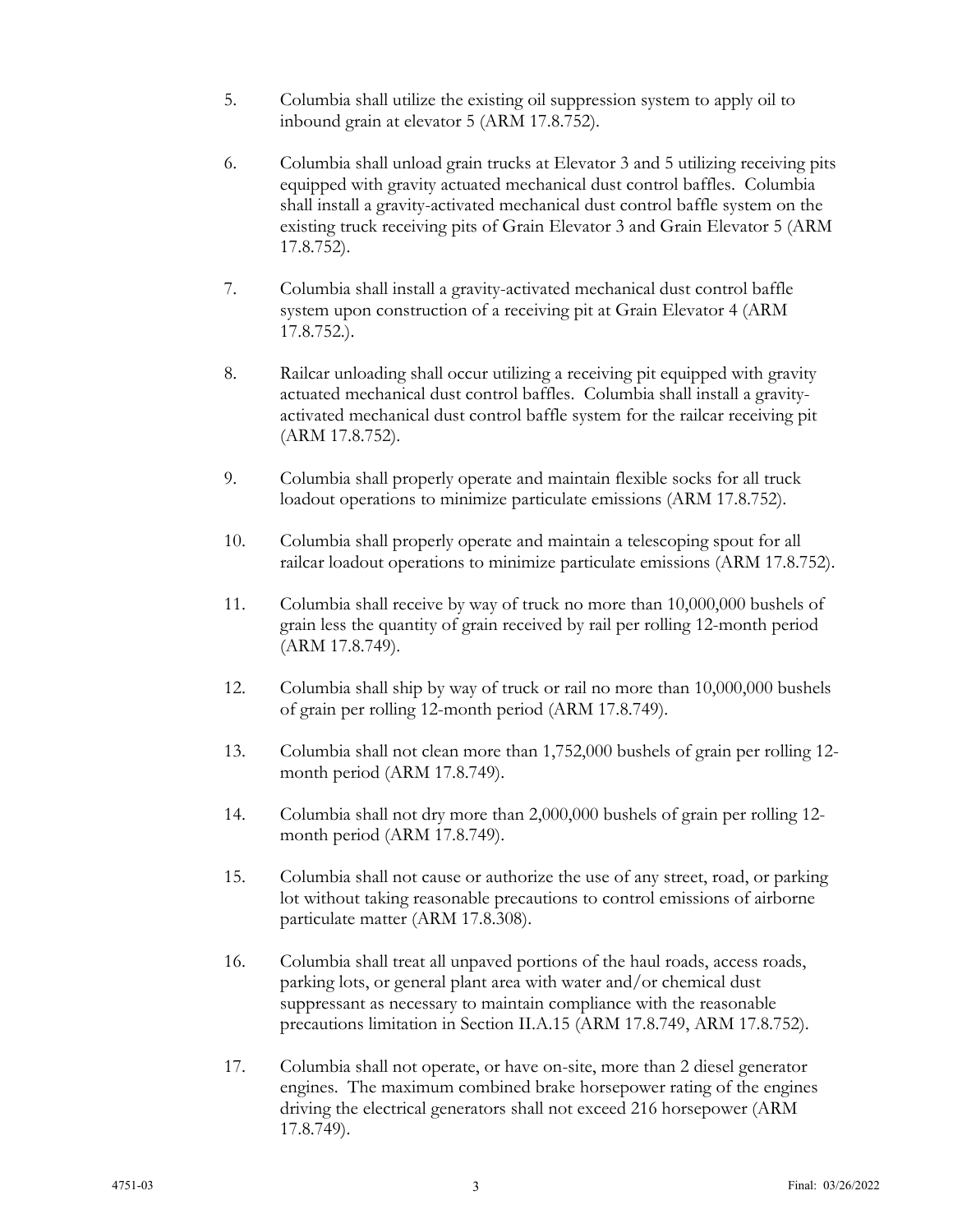5. Columbia shall utilize the existing oil suppression system to apply oil to inbound grain at elevator 5 (ARM 17.8.752).

6. Columbia shall unload grain trucks at Elevator 3 and 5 utilizing receiving pits equipped with gravity actuated mechanical dust control baffles. Columbia shall install a gravity-activated mechanical dust control baffle system on the existing truck receiving pits of Grain Elevator 3 and Grain Elevator 5 (ARM 17.8.752).

7. Columbia shall install a gravity-activated mechanical dust control baffle system upon construction of a receiving pit at Grain Elevator 4 (ARM 17.8.752.).

8. Railcar unloading shall occur utilizing a receiving pit equipped with gravity actuated mechanical dust control baffles. Columbia shall install a gravity-activated mechanical dust control baffle system for the railcar receiving pit (ARM 17.8.752).

9. Columbia shall properly operate and maintain flexible socks for all truck loadout operations to minimize particulate emissions (ARM 17.8.752).

10. Columbia shall properly operate and maintain a telescoping spout for all railcar loadout operations to minimize particulate emissions (ARM 17.8.752).

11. Columbia shall receive by way of truck no more than 10,000,000 bushels of grain less the quantity of grain received by rail per rolling 12-month period (ARM 17.8.749).

12. Columbia shall ship by way of truck or rail no more than 10,000,000 bushels of grain per rolling 12-month period (ARM 17.8.749).

13. Columbia shall not clean more than 1,752,000 bushels of grain per rolling 12-month period (ARM 17.8.749).

14. Columbia shall not dry more than 2,000,000 bushels of grain per rolling 12-month period (ARM 17.8.749).

15. Columbia shall not cause or authorize the use of any street, road, or parking lot without taking reasonable precautions to control emissions of airborne particulate matter (ARM 17.8.308).

16. Columbia shall treat all unpaved portions of the haul roads, access roads, parking lots, or general plant area with water and/or chemical dust suppressant as necessary to maintain compliance with the reasonable precautions limitation in Section II.A.15 (ARM 17.8.749, ARM 17.8.752).

17. Columbia shall not operate, or have on-site, more than 2 diesel generator engines. The maximum combined brake horsepower rating of the engines driving the electrical generators shall not exceed 216 horsepower (ARM 17.8.749).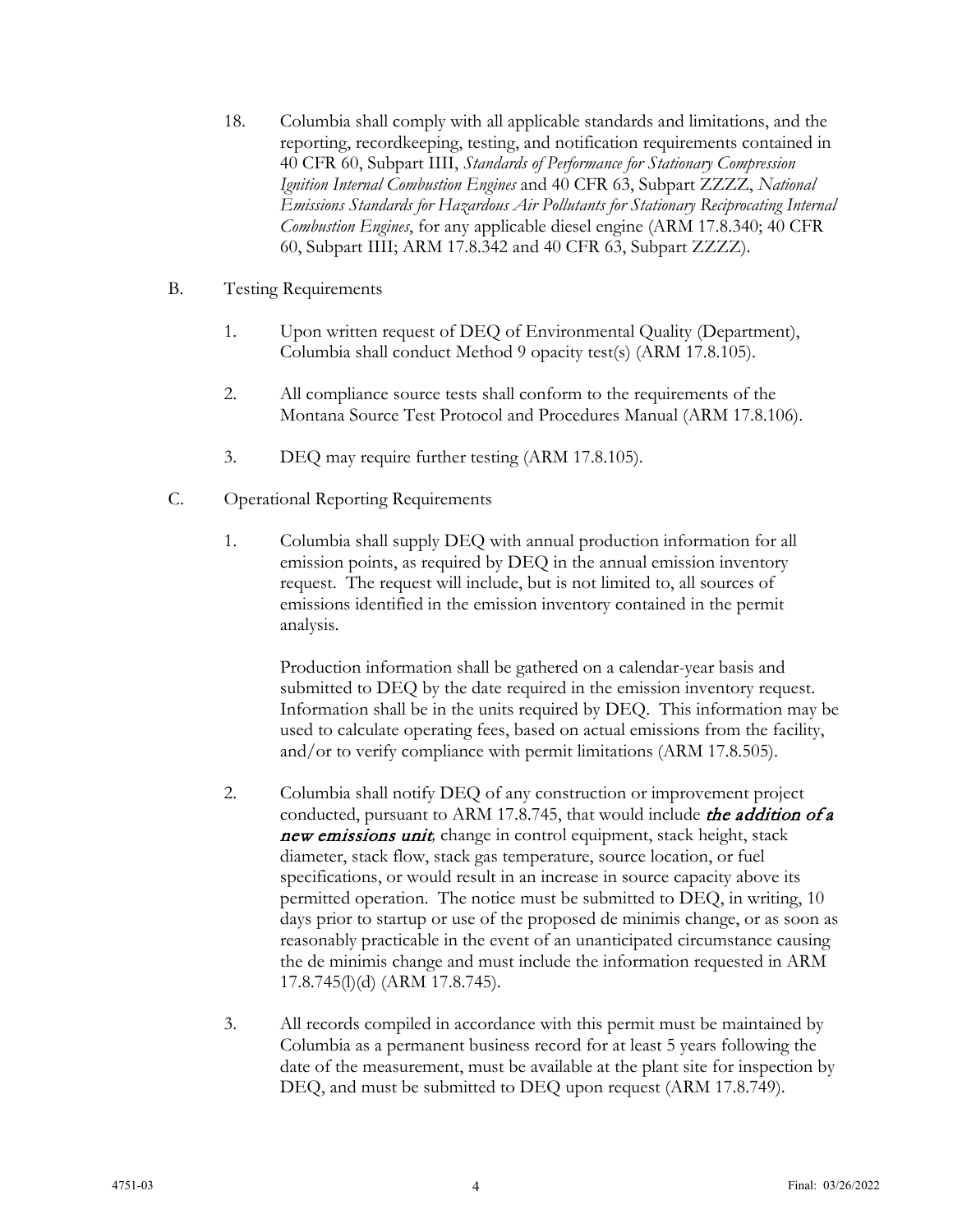18. Columbia shall comply with all applicable standards and limitations, and the reporting, recordkeeping, testing, and notification requirements contained in 40 CFR 60, Subpart IIII, *Standards of Performance for Stationary Compression Ignition Internal Combustion Engines* and 40 CFR 63, Subpart ZZZZ, *National Emissions Standards for Hazardous Air Pollutants for Stationary Reciprocating Internal Combustion Engines*, for any applicable diesel engine (ARM 17.8.340; 40 CFR 60, Subpart IIII; ARM 17.8.342 and 40 CFR 63, Subpart ZZZZ).

B. Testing Requirements

1. Upon written request of DEQ of Environmental Quality (Department), Columbia shall conduct Method 9 opacity test(s) (ARM 17.8.105).

2. All compliance source tests shall conform to the requirements of the Montana Source Test Protocol and Procedures Manual (ARM 17.8.106).

3. DEQ may require further testing (ARM 17.8.105).

C. Operational Reporting Requirements

1. Columbia shall supply DEQ with annual production information for all emission points, as required by DEQ in the annual emission inventory request. The request will include, but is not limited to, all sources of emissions identified in the emission inventory contained in the permit analysis.

   Production information shall be gathered on a calendar-year basis and submitted to DEQ by the date required in the emission inventory request. Information shall be in the units required by DEQ. This information may be used to calculate operating fees, based on actual emissions from the facility, and/or to verify compliance with permit limitations (ARM 17.8.505).

2. Columbia shall notify DEQ of any construction or improvement project conducted, pursuant to ARM 17.8.745, that would include ***the addition of a new emissions unit***, change in control equipment, stack height, stack diameter, stack flow, stack gas temperature, source location, or fuel specifications, or would result in an increase in source capacity above its permitted operation. The notice must be submitted to DEQ, in writing, 10 days prior to startup or use of the proposed de minimis change, or as soon as reasonably practicable in the event of an unanticipated circumstance causing the de minimis change and must include the information requested in ARM 17.8.745(l)(d) (ARM 17.8.745).

3. All records compiled in accordance with this permit must be maintained by Columbia as a permanent business record for at least 5 years following the date of the measurement, must be available at the plant site for inspection by DEQ, and must be submitted to DEQ upon request (ARM 17.8.749).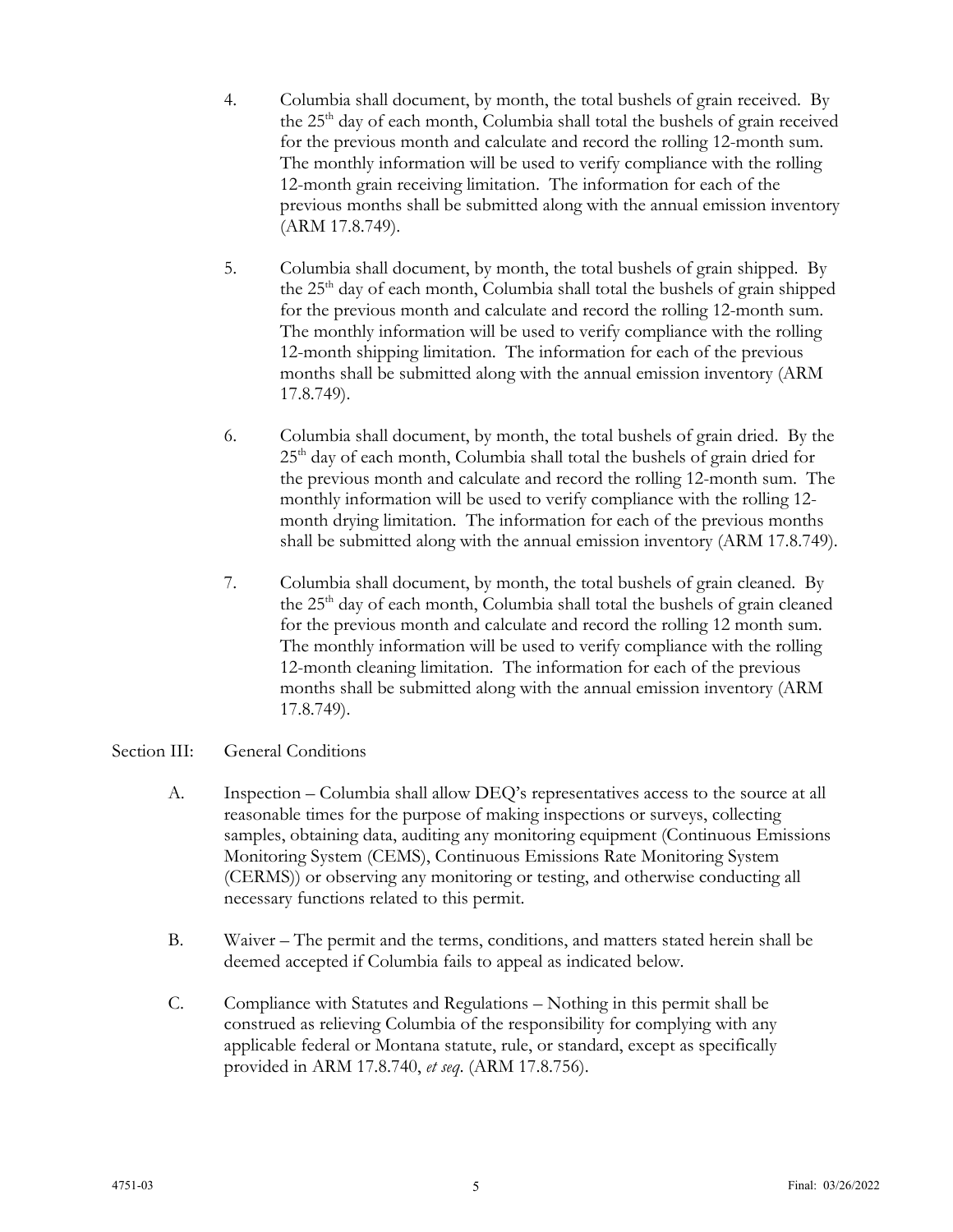4. Columbia shall document, by month, the total bushels of grain received. By the 25th day of each month, Columbia shall total the bushels of grain received for the previous month and calculate and record the rolling 12-month sum. The monthly information will be used to verify compliance with the rolling 12-month grain receiving limitation. The information for each of the previous months shall be submitted along with the annual emission inventory (ARM 17.8.749).

5. Columbia shall document, by month, the total bushels of grain shipped. By the 25th day of each month, Columbia shall total the bushels of grain shipped for the previous month and calculate and record the rolling 12-month sum. The monthly information will be used to verify compliance with the rolling 12-month shipping limitation. The information for each of the previous months shall be submitted along with the annual emission inventory (ARM 17.8.749).

6. Columbia shall document, by month, the total bushels of grain dried. By the 25th day of each month, Columbia shall total the bushels of grain dried for the previous month and calculate and record the rolling 12-month sum. The monthly information will be used to verify compliance with the rolling 12-month drying limitation. The information for each of the previous months shall be submitted along with the annual emission inventory (ARM 17.8.749).

7. Columbia shall document, by month, the total bushels of grain cleaned. By the 25th day of each month, Columbia shall total the bushels of grain cleaned for the previous month and calculate and record the rolling 12 month sum. The monthly information will be used to verify compliance with the rolling 12-month cleaning limitation. The information for each of the previous months shall be submitted along with the annual emission inventory (ARM 17.8.749).

Section III: General Conditions

A. Inspection – Columbia shall allow DEQ's representatives access to the source at all reasonable times for the purpose of making inspections or surveys, collecting samples, obtaining data, auditing any monitoring equipment (Continuous Emissions Monitoring System (CEMS), Continuous Emissions Rate Monitoring System (CERMS)) or observing any monitoring or testing, and otherwise conducting all necessary functions related to this permit.

B. Waiver – The permit and the terms, conditions, and matters stated herein shall be deemed accepted if Columbia fails to appeal as indicated below.

C. Compliance with Statutes and Regulations – Nothing in this permit shall be construed as relieving Columbia of the responsibility for complying with any applicable federal or Montana statute, rule, or standard, except as specifically provided in ARM 17.8.740, *et seq*. (ARM 17.8.756).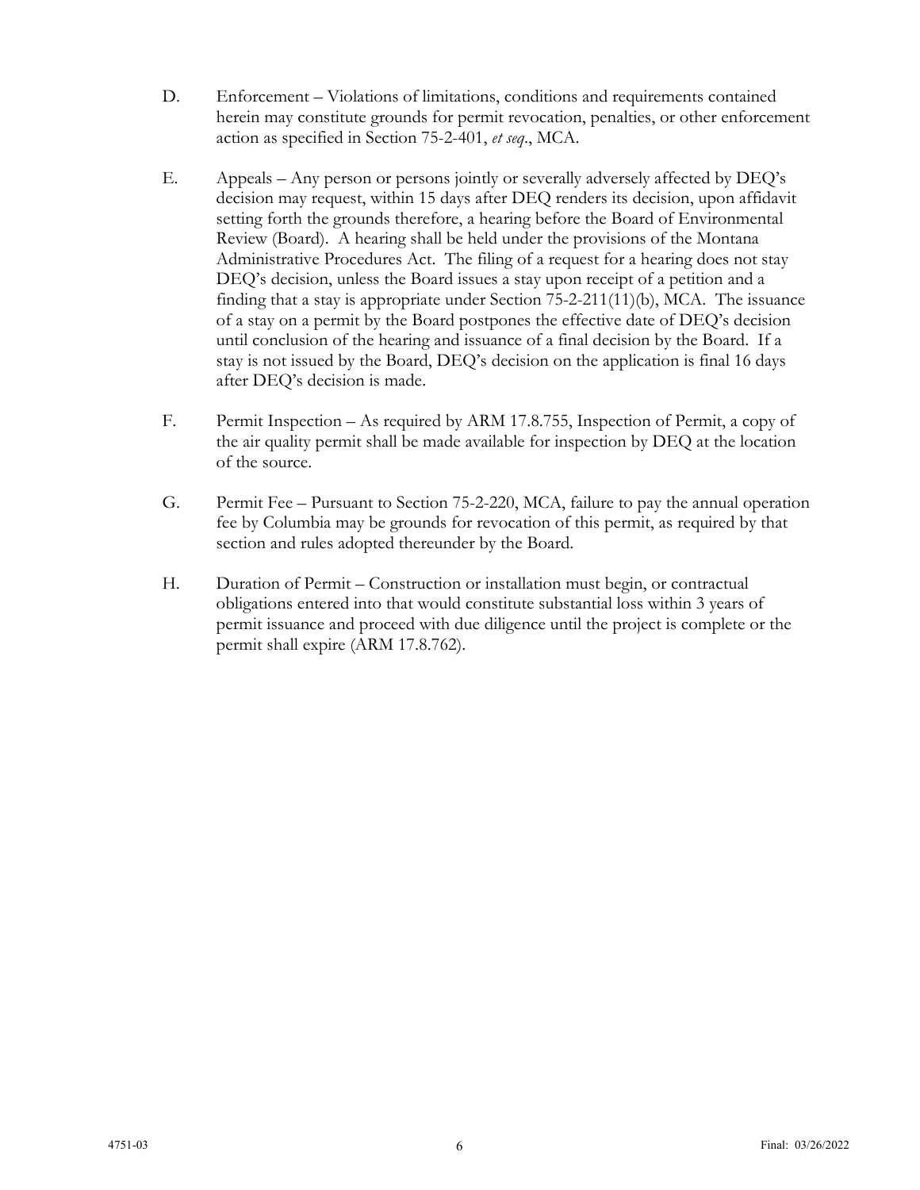D. Enforcement – Violations of limitations, conditions and requirements contained herein may constitute grounds for permit revocation, penalties, or other enforcement action as specified in Section 75-2-401, *et seq*., MCA.

E. Appeals – Any person or persons jointly or severally adversely affected by DEQ's decision may request, within 15 days after DEQ renders its decision, upon affidavit setting forth the grounds therefore, a hearing before the Board of Environmental Review (Board). A hearing shall be held under the provisions of the Montana Administrative Procedures Act. The filing of a request for a hearing does not stay DEQ's decision, unless the Board issues a stay upon receipt of a petition and a finding that a stay is appropriate under Section 75-2-211(11)(b), MCA. The issuance of a stay on a permit by the Board postpones the effective date of DEQ's decision until conclusion of the hearing and issuance of a final decision by the Board. If a stay is not issued by the Board, DEQ's decision on the application is final 16 days after DEQ's decision is made.

F. Permit Inspection – As required by ARM 17.8.755, Inspection of Permit, a copy of the air quality permit shall be made available for inspection by DEQ at the location of the source.

G. Permit Fee – Pursuant to Section 75-2-220, MCA, failure to pay the annual operation fee by Columbia may be grounds for revocation of this permit, as required by that section and rules adopted thereunder by the Board.

H. Duration of Permit – Construction or installation must begin, or contractual obligations entered into that would constitute substantial loss within 3 years of permit issuance and proceed with due diligence until the project is complete or the permit shall expire (ARM 17.8.762).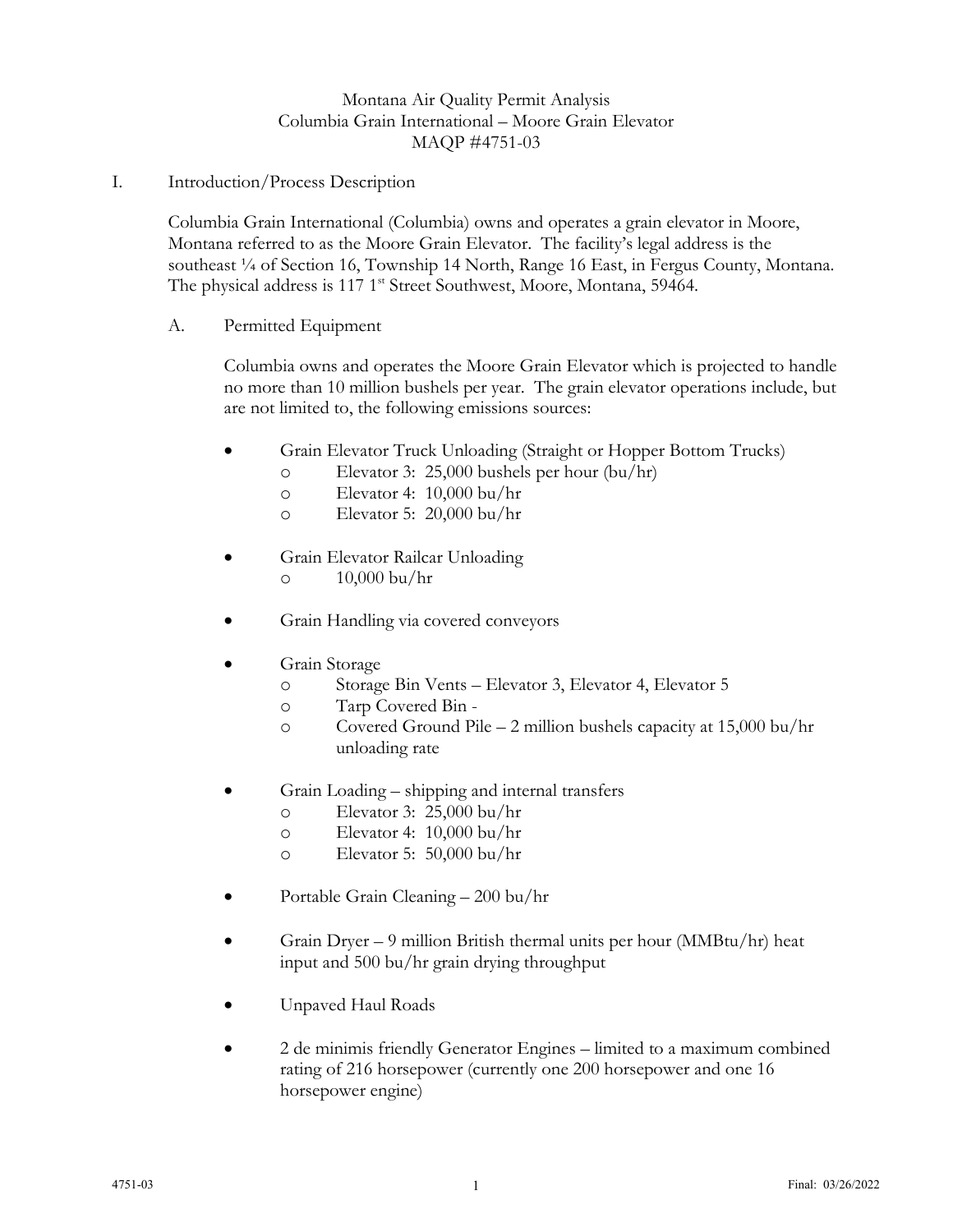Montana Air Quality Permit Analysis
Columbia Grain International – Moore Grain Elevator
MAQP #4751-03

## I. Introduction/Process Description

Columbia Grain International (Columbia) owns and operates a grain elevator in Moore, Montana referred to as the Moore Grain Elevator. The facility's legal address is the southeast ¼ of Section 16, Township 14 North, Range 16 East, in Fergus County, Montana. The physical address is 117 1st Street Southwest, Moore, Montana, 59464.

### A. Permitted Equipment

Columbia owns and operates the Moore Grain Elevator which is projected to handle no more than 10 million bushels per year. The grain elevator operations include, but are not limited to, the following emissions sources:

- Grain Elevator Truck Unloading (Straight or Hopper Bottom Trucks)
  - Elevator 3: 25,000 bushels per hour (bu/hr)
  - Elevator 4: 10,000 bu/hr
  - Elevator 5: 20,000 bu/hr
- Grain Elevator Railcar Unloading
  - 10,000 bu/hr
- Grain Handling via covered conveyors
- Grain Storage
  - Storage Bin Vents – Elevator 3, Elevator 4, Elevator 5
  - Tarp Covered Bin -
  - Covered Ground Pile – 2 million bushels capacity at 15,000 bu/hr unloading rate
- Grain Loading – shipping and internal transfers
  - Elevator 3: 25,000 bu/hr
  - Elevator 4: 10,000 bu/hr
  - Elevator 5: 50,000 bu/hr
- Portable Grain Cleaning – 200 bu/hr
- Grain Dryer – 9 million British thermal units per hour (MMBtu/hr) heat input and 500 bu/hr grain drying throughput
- Unpaved Haul Roads
- 2 de minimis friendly Generator Engines – limited to a maximum combined rating of 216 horsepower (currently one 200 horsepower and one 16 horsepower engine)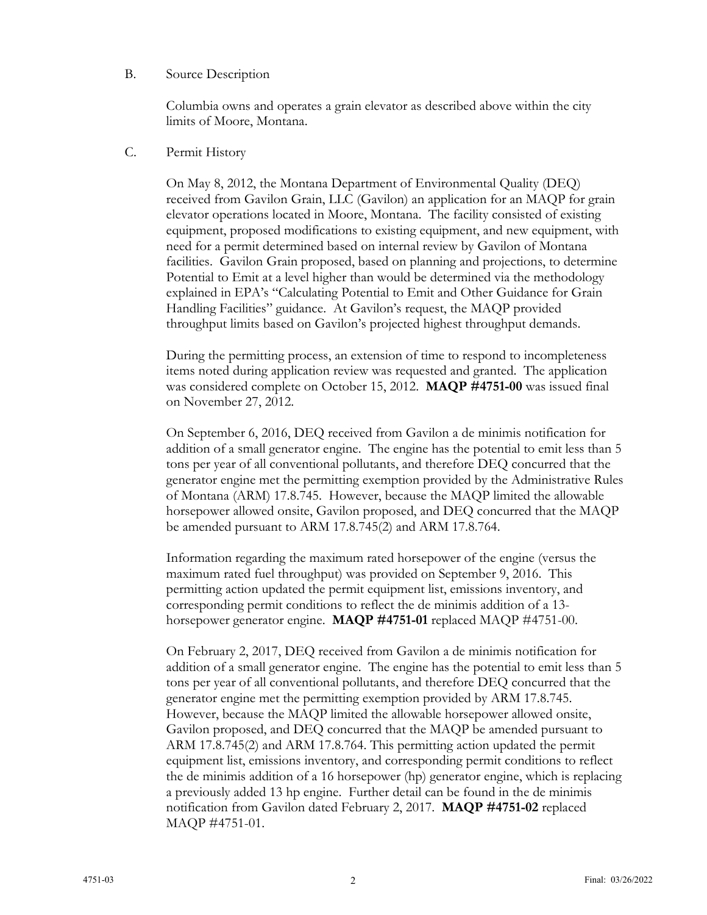B. Source Description

Columbia owns and operates a grain elevator as described above within the city limits of Moore, Montana.

C. Permit History

On May 8, 2012, the Montana Department of Environmental Quality (DEQ) received from Gavilon Grain, LLC (Gavilon) an application for an MAQP for grain elevator operations located in Moore, Montana. The facility consisted of existing equipment, proposed modifications to existing equipment, and new equipment, with need for a permit determined based on internal review by Gavilon of Montana facilities. Gavilon Grain proposed, based on planning and projections, to determine Potential to Emit at a level higher than would be determined via the methodology explained in EPA's "Calculating Potential to Emit and Other Guidance for Grain Handling Facilities" guidance. At Gavilon's request, the MAQP provided throughput limits based on Gavilon's projected highest throughput demands.

During the permitting process, an extension of time to respond to incompleteness items noted during application review was requested and granted. The application was considered complete on October 15, 2012. **MAQP #4751-00** was issued final on November 27, 2012.

On September 6, 2016, DEQ received from Gavilon a de minimis notification for addition of a small generator engine. The engine has the potential to emit less than 5 tons per year of all conventional pollutants, and therefore DEQ concurred that the generator engine met the permitting exemption provided by the Administrative Rules of Montana (ARM) 17.8.745. However, because the MAQP limited the allowable horsepower allowed onsite, Gavilon proposed, and DEQ concurred that the MAQP be amended pursuant to ARM 17.8.745(2) and ARM 17.8.764.

Information regarding the maximum rated horsepower of the engine (versus the maximum rated fuel throughput) was provided on September 9, 2016. This permitting action updated the permit equipment list, emissions inventory, and corresponding permit conditions to reflect the de minimis addition of a 13-horsepower generator engine. **MAQP #4751-01** replaced MAQP #4751-00.

On February 2, 2017, DEQ received from Gavilon a de minimis notification for addition of a small generator engine. The engine has the potential to emit less than 5 tons per year of all conventional pollutants, and therefore DEQ concurred that the generator engine met the permitting exemption provided by ARM 17.8.745. However, because the MAQP limited the allowable horsepower allowed onsite, Gavilon proposed, and DEQ concurred that the MAQP be amended pursuant to ARM 17.8.745(2) and ARM 17.8.764. This permitting action updated the permit equipment list, emissions inventory, and corresponding permit conditions to reflect the de minimis addition of a 16 horsepower (hp) generator engine, which is replacing a previously added 13 hp engine. Further detail can be found in the de minimis notification from Gavilon dated February 2, 2017. **MAQP #4751-02** replaced MAQP #4751-01.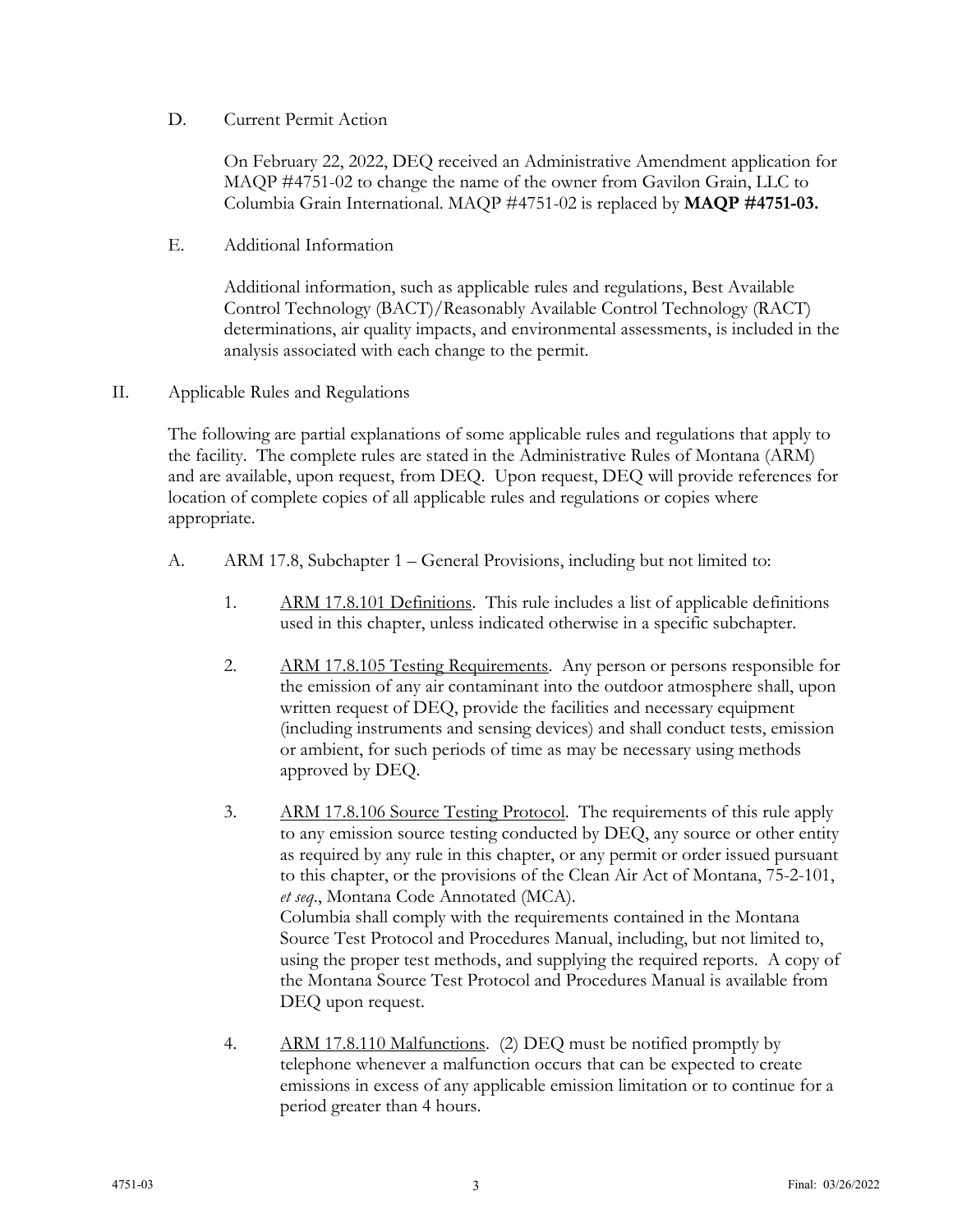D. Current Permit Action

On February 22, 2022, DEQ received an Administrative Amendment application for MAQP #4751-02 to change the name of the owner from Gavilon Grain, LLC to Columbia Grain International. MAQP #4751-02 is replaced by **MAQP #4751-03.**

E. Additional Information

Additional information, such as applicable rules and regulations, Best Available Control Technology (BACT)/Reasonably Available Control Technology (RACT) determinations, air quality impacts, and environmental assessments, is included in the analysis associated with each change to the permit.

II. Applicable Rules and Regulations

The following are partial explanations of some applicable rules and regulations that apply to the facility. The complete rules are stated in the Administrative Rules of Montana (ARM) and are available, upon request, from DEQ. Upon request, DEQ will provide references for location of complete copies of all applicable rules and regulations or copies where appropriate.

A. ARM 17.8, Subchapter 1 – General Provisions, including but not limited to:

1. ARM 17.8.101 Definitions. This rule includes a list of applicable definitions used in this chapter, unless indicated otherwise in a specific subchapter.

2. ARM 17.8.105 Testing Requirements. Any person or persons responsible for the emission of any air contaminant into the outdoor atmosphere shall, upon written request of DEQ, provide the facilities and necessary equipment (including instruments and sensing devices) and shall conduct tests, emission or ambient, for such periods of time as may be necessary using methods approved by DEQ.

3. ARM 17.8.106 Source Testing Protocol. The requirements of this rule apply to any emission source testing conducted by DEQ, any source or other entity as required by any rule in this chapter, or any permit or order issued pursuant to this chapter, or the provisions of the Clean Air Act of Montana, 75-2-101, *et seq*., Montana Code Annotated (MCA).
Columbia shall comply with the requirements contained in the Montana Source Test Protocol and Procedures Manual, including, but not limited to, using the proper test methods, and supplying the required reports. A copy of the Montana Source Test Protocol and Procedures Manual is available from DEQ upon request.

4. ARM 17.8.110 Malfunctions. (2) DEQ must be notified promptly by telephone whenever a malfunction occurs that can be expected to create emissions in excess of any applicable emission limitation or to continue for a period greater than 4 hours.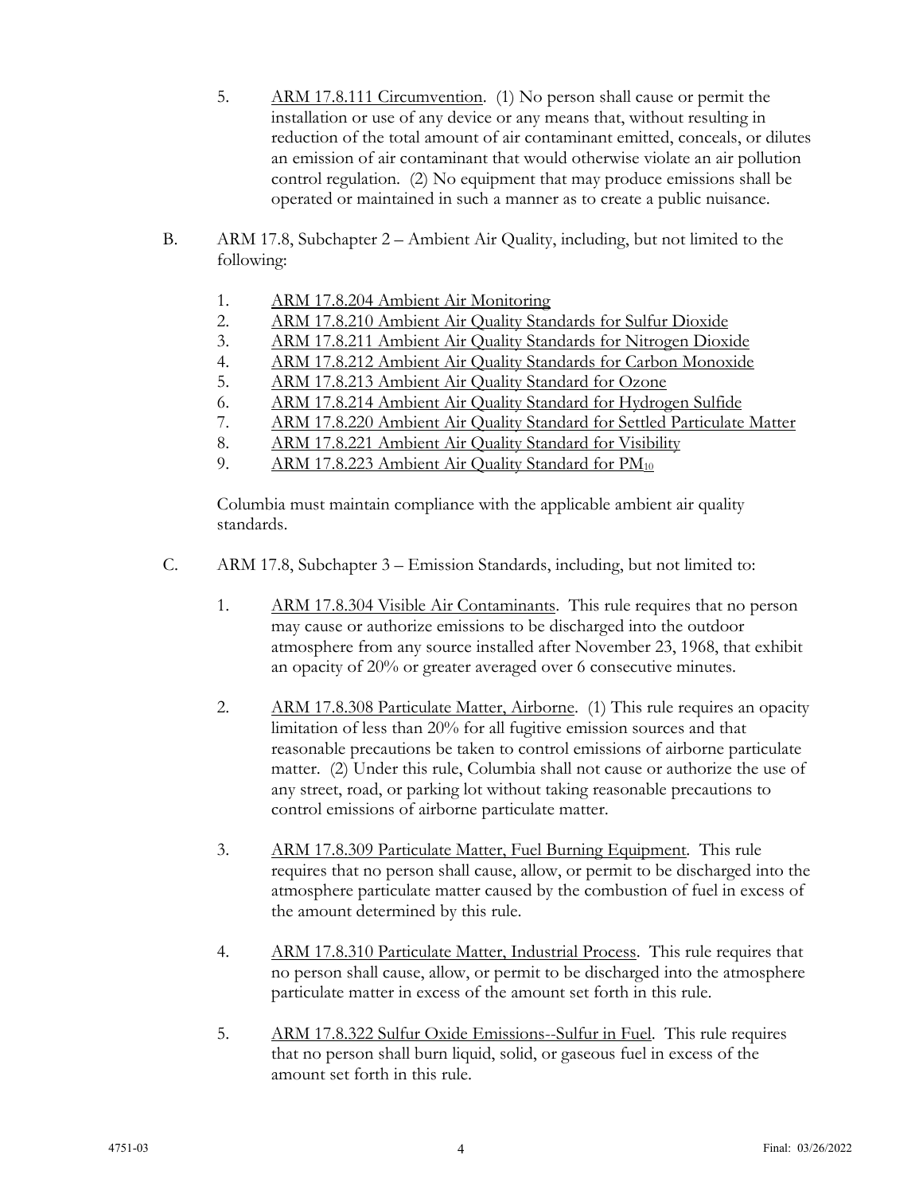5. ARM 17.8.111 Circumvention. (1) No person shall cause or permit the installation or use of any device or any means that, without resulting in reduction of the total amount of air contaminant emitted, conceals, or dilutes an emission of air contaminant that would otherwise violate an air pollution control regulation. (2) No equipment that may produce emissions shall be operated or maintained in such a manner as to create a public nuisance.

B. ARM 17.8, Subchapter 2 – Ambient Air Quality, including, but not limited to the following:

1. ARM 17.8.204 Ambient Air Monitoring
2. ARM 17.8.210 Ambient Air Quality Standards for Sulfur Dioxide
3. ARM 17.8.211 Ambient Air Quality Standards for Nitrogen Dioxide
4. ARM 17.8.212 Ambient Air Quality Standards for Carbon Monoxide
5. ARM 17.8.213 Ambient Air Quality Standard for Ozone
6. ARM 17.8.214 Ambient Air Quality Standard for Hydrogen Sulfide
7. ARM 17.8.220 Ambient Air Quality Standard for Settled Particulate Matter
8. ARM 17.8.221 Ambient Air Quality Standard for Visibility
9. ARM 17.8.223 Ambient Air Quality Standard for $PM_{10}$

Columbia must maintain compliance with the applicable ambient air quality standards.

C. ARM 17.8, Subchapter 3 – Emission Standards, including, but not limited to:

1. ARM 17.8.304 Visible Air Contaminants. This rule requires that no person may cause or authorize emissions to be discharged into the outdoor atmosphere from any source installed after November 23, 1968, that exhibit an opacity of 20% or greater averaged over 6 consecutive minutes.

2. ARM 17.8.308 Particulate Matter, Airborne. (1) This rule requires an opacity limitation of less than 20% for all fugitive emission sources and that reasonable precautions be taken to control emissions of airborne particulate matter. (2) Under this rule, Columbia shall not cause or authorize the use of any street, road, or parking lot without taking reasonable precautions to control emissions of airborne particulate matter.

3. ARM 17.8.309 Particulate Matter, Fuel Burning Equipment. This rule requires that no person shall cause, allow, or permit to be discharged into the atmosphere particulate matter caused by the combustion of fuel in excess of the amount determined by this rule.

4. ARM 17.8.310 Particulate Matter, Industrial Process. This rule requires that no person shall cause, allow, or permit to be discharged into the atmosphere particulate matter in excess of the amount set forth in this rule.

5. ARM 17.8.322 Sulfur Oxide Emissions--Sulfur in Fuel. This rule requires that no person shall burn liquid, solid, or gaseous fuel in excess of the amount set forth in this rule.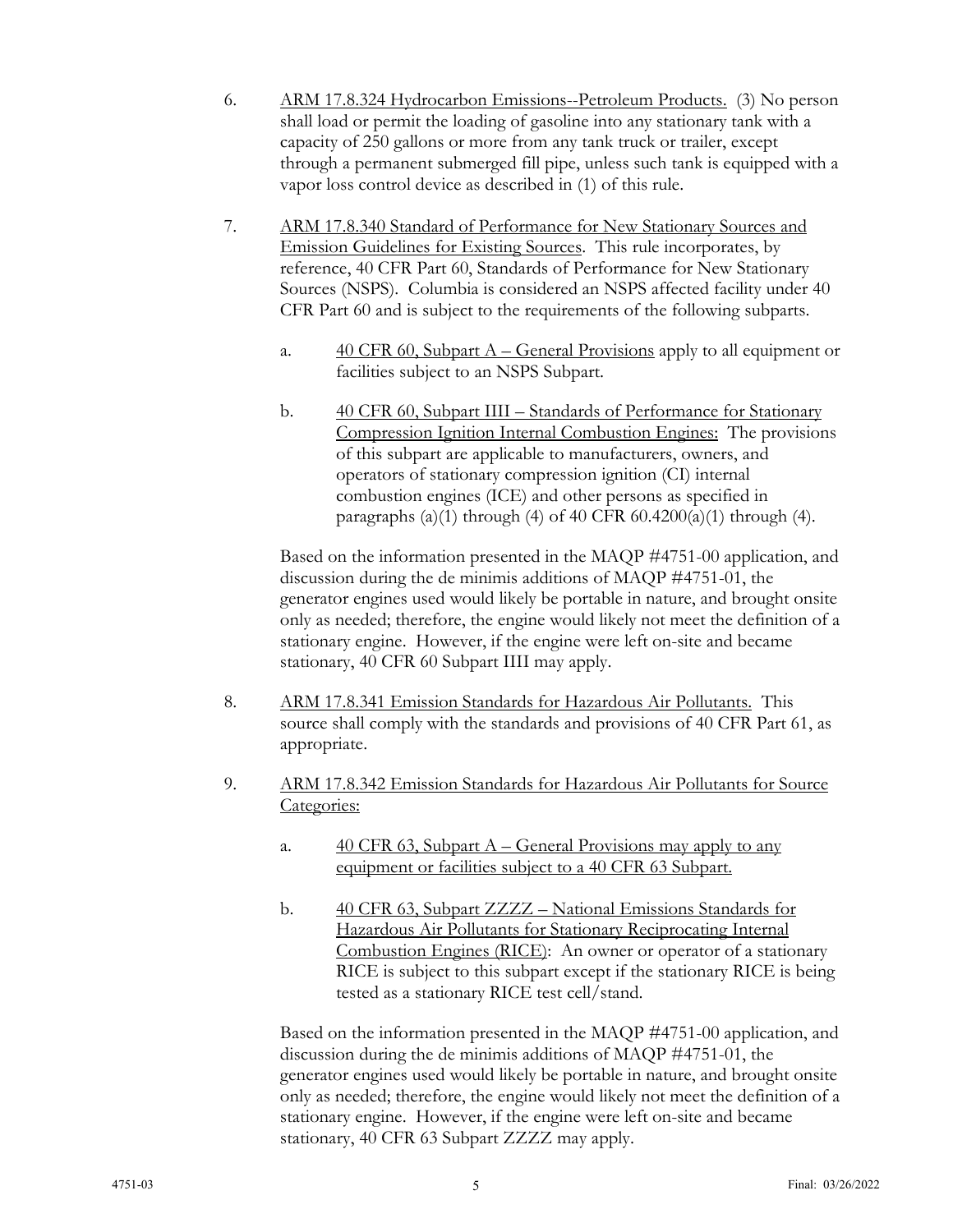6. ARM 17.8.324 Hydrocarbon Emissions--Petroleum Products. (3) No person shall load or permit the loading of gasoline into any stationary tank with a capacity of 250 gallons or more from any tank truck or trailer, except through a permanent submerged fill pipe, unless such tank is equipped with a vapor loss control device as described in (1) of this rule.

7. ARM 17.8.340 Standard of Performance for New Stationary Sources and Emission Guidelines for Existing Sources. This rule incorporates, by reference, 40 CFR Part 60, Standards of Performance for New Stationary Sources (NSPS). Columbia is considered an NSPS affected facility under 40 CFR Part 60 and is subject to the requirements of the following subparts.

   a. 40 CFR 60, Subpart A – General Provisions apply to all equipment or facilities subject to an NSPS Subpart.

   b. 40 CFR 60, Subpart IIII – Standards of Performance for Stationary Compression Ignition Internal Combustion Engines: The provisions of this subpart are applicable to manufacturers, owners, and operators of stationary compression ignition (CI) internal combustion engines (ICE) and other persons as specified in paragraphs (a)(1) through (4) of 40 CFR 60.4200(a)(1) through (4).

   Based on the information presented in the MAQP #4751-00 application, and discussion during the de minimis additions of MAQP #4751-01, the generator engines used would likely be portable in nature, and brought onsite only as needed; therefore, the engine would likely not meet the definition of a stationary engine. However, if the engine were left on-site and became stationary, 40 CFR 60 Subpart IIII may apply.

8. ARM 17.8.341 Emission Standards for Hazardous Air Pollutants. This source shall comply with the standards and provisions of 40 CFR Part 61, as appropriate.

9. ARM 17.8.342 Emission Standards for Hazardous Air Pollutants for Source Categories:

   a. 40 CFR 63, Subpart A – General Provisions may apply to any equipment or facilities subject to a 40 CFR 63 Subpart.

   b. 40 CFR 63, Subpart ZZZZ – National Emissions Standards for Hazardous Air Pollutants for Stationary Reciprocating Internal Combustion Engines (RICE): An owner or operator of a stationary RICE is subject to this subpart except if the stationary RICE is being tested as a stationary RICE test cell/stand.

   Based on the information presented in the MAQP #4751-00 application, and discussion during the de minimis additions of MAQP #4751-01, the generator engines used would likely be portable in nature, and brought onsite only as needed; therefore, the engine would likely not meet the definition of a stationary engine. However, if the engine were left on-site and became stationary, 40 CFR 63 Subpart ZZZZ may apply.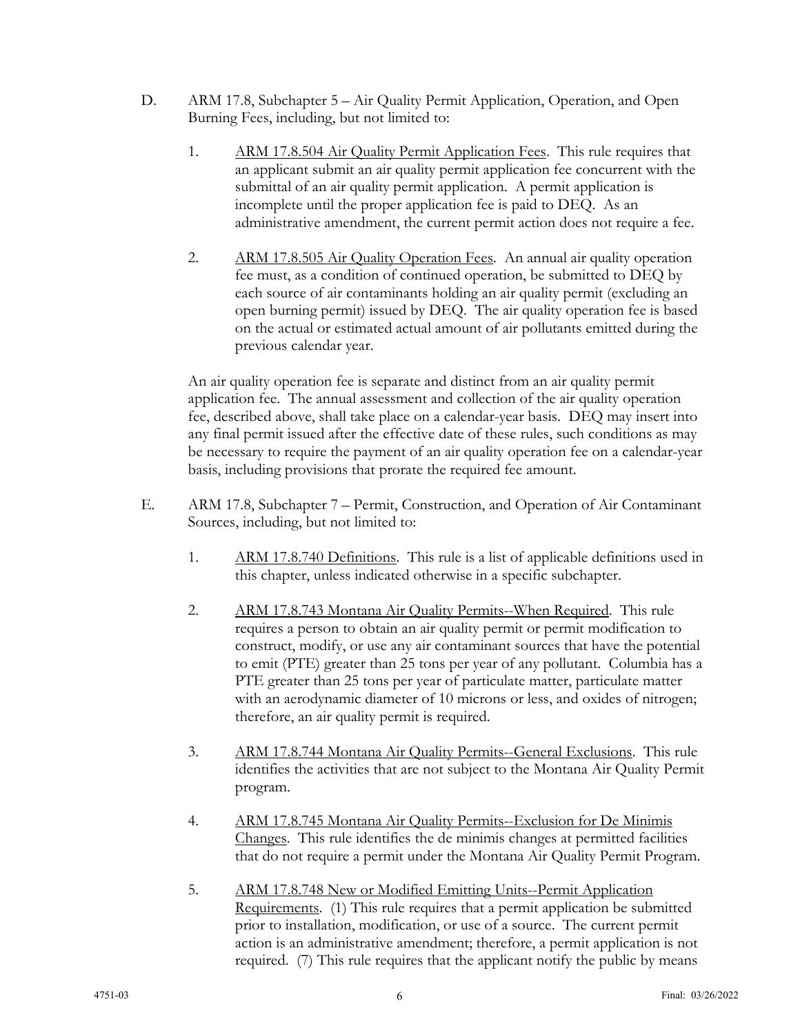D. ARM 17.8, Subchapter 5 – Air Quality Permit Application, Operation, and Open Burning Fees, including, but not limited to:

1. ARM 17.8.504 Air Quality Permit Application Fees. This rule requires that an applicant submit an air quality permit application fee concurrent with the submittal of an air quality permit application. A permit application is incomplete until the proper application fee is paid to DEQ. As an administrative amendment, the current permit action does not require a fee.

2. ARM 17.8.505 Air Quality Operation Fees. An annual air quality operation fee must, as a condition of continued operation, be submitted to DEQ by each source of air contaminants holding an air quality permit (excluding an open burning permit) issued by DEQ. The air quality operation fee is based on the actual or estimated actual amount of air pollutants emitted during the previous calendar year.

An air quality operation fee is separate and distinct from an air quality permit application fee. The annual assessment and collection of the air quality operation fee, described above, shall take place on a calendar-year basis. DEQ may insert into any final permit issued after the effective date of these rules, such conditions as may be necessary to require the payment of an air quality operation fee on a calendar-year basis, including provisions that prorate the required fee amount.

E. ARM 17.8, Subchapter 7 – Permit, Construction, and Operation of Air Contaminant Sources, including, but not limited to:

1. ARM 17.8.740 Definitions. This rule is a list of applicable definitions used in this chapter, unless indicated otherwise in a specific subchapter.

2. ARM 17.8.743 Montana Air Quality Permits--When Required. This rule requires a person to obtain an air quality permit or permit modification to construct, modify, or use any air contaminant sources that have the potential to emit (PTE) greater than 25 tons per year of any pollutant. Columbia has a PTE greater than 25 tons per year of particulate matter, particulate matter with an aerodynamic diameter of 10 microns or less, and oxides of nitrogen; therefore, an air quality permit is required.

3. ARM 17.8.744 Montana Air Quality Permits--General Exclusions. This rule identifies the activities that are not subject to the Montana Air Quality Permit program.

4. ARM 17.8.745 Montana Air Quality Permits--Exclusion for De Minimis Changes. This rule identifies the de minimis changes at permitted facilities that do not require a permit under the Montana Air Quality Permit Program.

5. ARM 17.8.748 New or Modified Emitting Units--Permit Application Requirements. (1) This rule requires that a permit application be submitted prior to installation, modification, or use of a source. The current permit action is an administrative amendment; therefore, a permit application is not required. (7) This rule requires that the applicant notify the public by means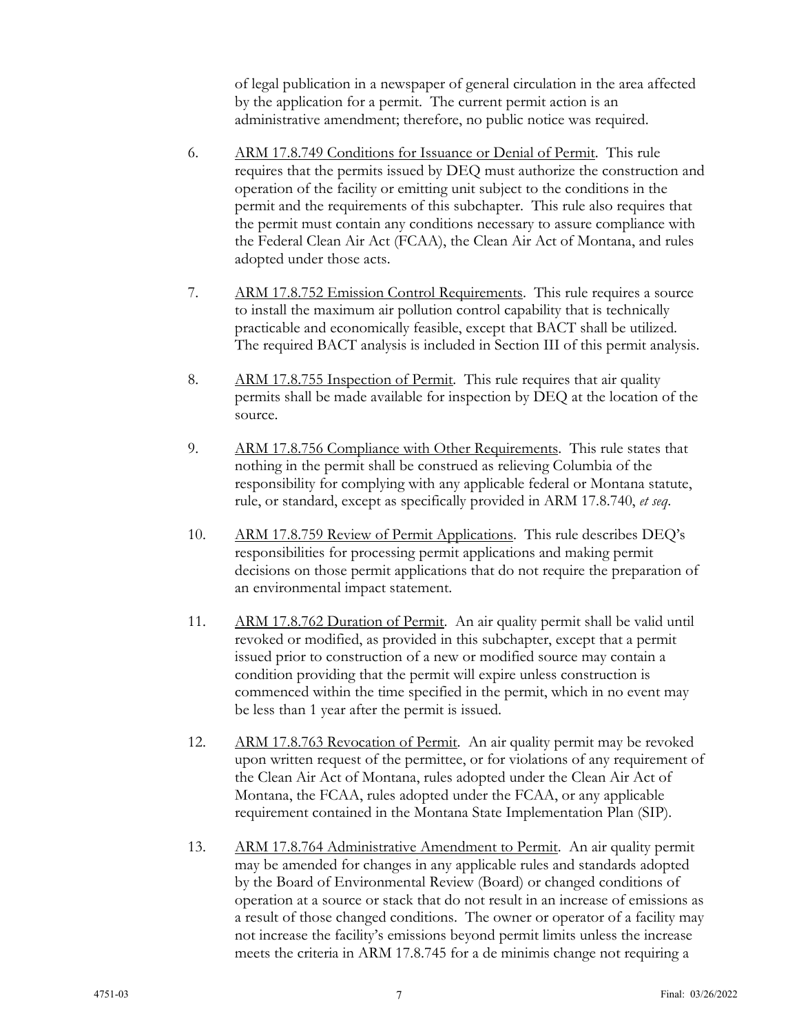of legal publication in a newspaper of general circulation in the area affected by the application for a permit. The current permit action is an administrative amendment; therefore, no public notice was required.

6. ARM 17.8.749 Conditions for Issuance or Denial of Permit. This rule requires that the permits issued by DEQ must authorize the construction and operation of the facility or emitting unit subject to the conditions in the permit and the requirements of this subchapter. This rule also requires that the permit must contain any conditions necessary to assure compliance with the Federal Clean Air Act (FCAA), the Clean Air Act of Montana, and rules adopted under those acts.

7. ARM 17.8.752 Emission Control Requirements. This rule requires a source to install the maximum air pollution control capability that is technically practicable and economically feasible, except that BACT shall be utilized. The required BACT analysis is included in Section III of this permit analysis.

8. ARM 17.8.755 Inspection of Permit. This rule requires that air quality permits shall be made available for inspection by DEQ at the location of the source.

9. ARM 17.8.756 Compliance with Other Requirements. This rule states that nothing in the permit shall be construed as relieving Columbia of the responsibility for complying with any applicable federal or Montana statute, rule, or standard, except as specifically provided in ARM 17.8.740, *et seq*.

10. ARM 17.8.759 Review of Permit Applications. This rule describes DEQ's responsibilities for processing permit applications and making permit decisions on those permit applications that do not require the preparation of an environmental impact statement.

11. ARM 17.8.762 Duration of Permit. An air quality permit shall be valid until revoked or modified, as provided in this subchapter, except that a permit issued prior to construction of a new or modified source may contain a condition providing that the permit will expire unless construction is commenced within the time specified in the permit, which in no event may be less than 1 year after the permit is issued.

12. ARM 17.8.763 Revocation of Permit. An air quality permit may be revoked upon written request of the permittee, or for violations of any requirement of the Clean Air Act of Montana, rules adopted under the Clean Air Act of Montana, the FCAA, rules adopted under the FCAA, or any applicable requirement contained in the Montana State Implementation Plan (SIP).

13. ARM 17.8.764 Administrative Amendment to Permit. An air quality permit may be amended for changes in any applicable rules and standards adopted by the Board of Environmental Review (Board) or changed conditions of operation at a source or stack that do not result in an increase of emissions as a result of those changed conditions. The owner or operator of a facility may not increase the facility's emissions beyond permit limits unless the increase meets the criteria in ARM 17.8.745 for a de minimis change not requiring a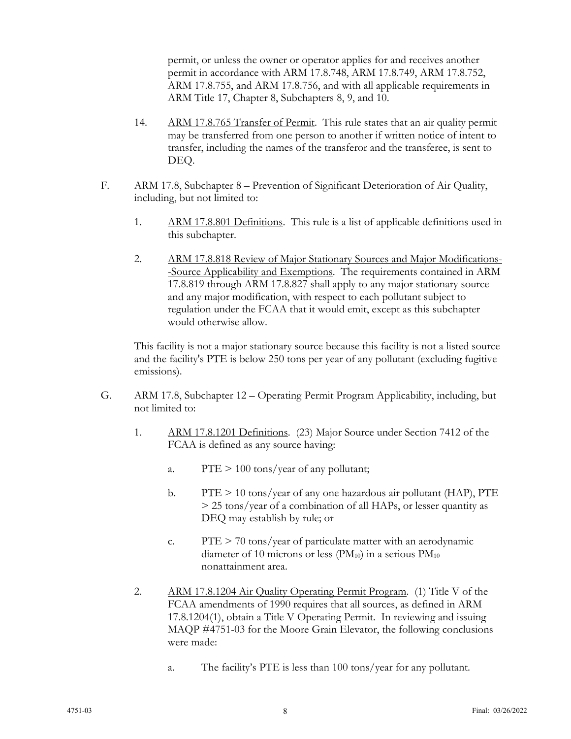permit, or unless the owner or operator applies for and receives another permit in accordance with ARM 17.8.748, ARM 17.8.749, ARM 17.8.752, ARM 17.8.755, and ARM 17.8.756, and with all applicable requirements in ARM Title 17, Chapter 8, Subchapters 8, 9, and 10.

14. ARM 17.8.765 Transfer of Permit. This rule states that an air quality permit may be transferred from one person to another if written notice of intent to transfer, including the names of the transferor and the transferee, is sent to DEQ.

F. ARM 17.8, Subchapter 8 – Prevention of Significant Deterioration of Air Quality, including, but not limited to:

1. ARM 17.8.801 Definitions. This rule is a list of applicable definitions used in this subchapter.

2. ARM 17.8.818 Review of Major Stationary Sources and Major Modifications--Source Applicability and Exemptions. The requirements contained in ARM 17.8.819 through ARM 17.8.827 shall apply to any major stationary source and any major modification, with respect to each pollutant subject to regulation under the FCAA that it would emit, except as this subchapter would otherwise allow.

This facility is not a major stationary source because this facility is not a listed source and the facility's PTE is below 250 tons per year of any pollutant (excluding fugitive emissions).

G. ARM 17.8, Subchapter 12 – Operating Permit Program Applicability, including, but not limited to:

1. ARM 17.8.1201 Definitions. (23) Major Source under Section 7412 of the FCAA is defined as any source having:

   a. PTE > 100 tons/year of any pollutant;

   b. PTE > 10 tons/year of any one hazardous air pollutant (HAP), PTE > 25 tons/year of a combination of all HAPs, or lesser quantity as DEQ may establish by rule; or

   c. PTE > 70 tons/year of particulate matter with an aerodynamic diameter of 10 microns or less ($PM_{10}$) in a serious $PM_{10}$ nonattainment area.

2. ARM 17.8.1204 Air Quality Operating Permit Program. (1) Title V of the FCAA amendments of 1990 requires that all sources, as defined in ARM 17.8.1204(1), obtain a Title V Operating Permit. In reviewing and issuing MAQP #4751-03 for the Moore Grain Elevator, the following conclusions were made:

   a. The facility's PTE is less than 100 tons/year for any pollutant.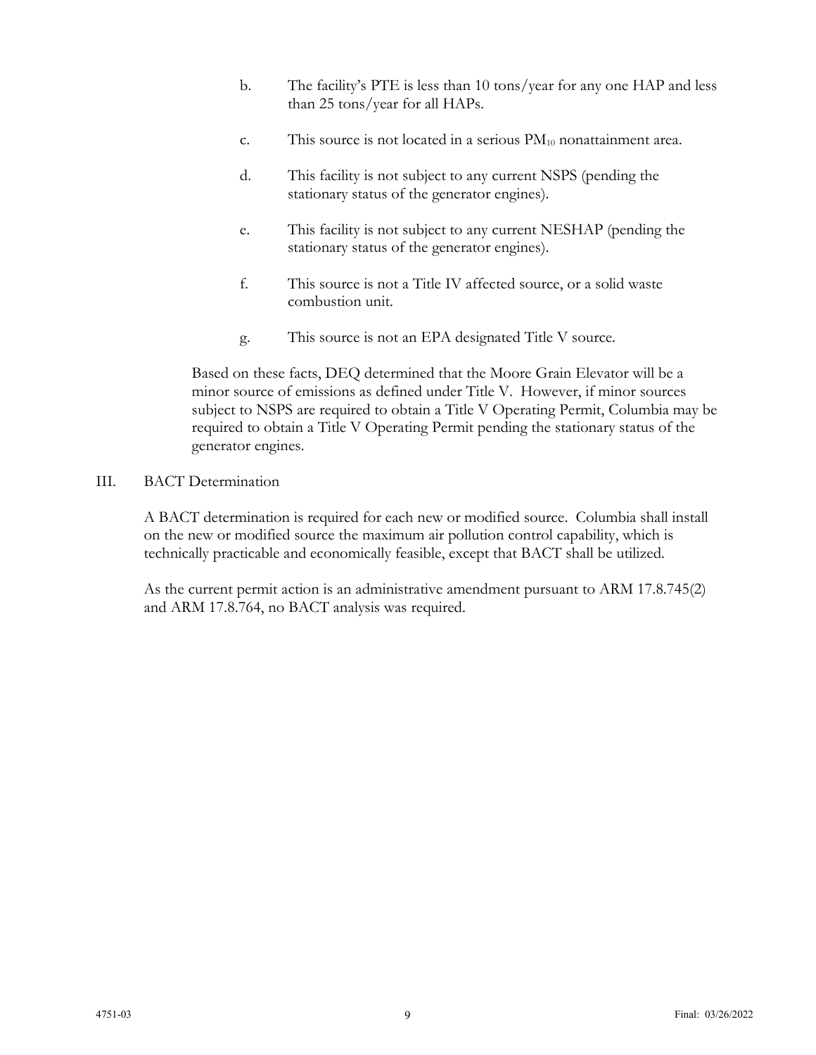b. The facility's PTE is less than 10 tons/year for any one HAP and less than 25 tons/year for all HAPs.

c. This source is not located in a serious $PM_{10}$ nonattainment area.

d. This facility is not subject to any current NSPS (pending the stationary status of the generator engines).

e. This facility is not subject to any current NESHAP (pending the stationary status of the generator engines).

f. This source is not a Title IV affected source, or a solid waste combustion unit.

g. This source is not an EPA designated Title V source.

Based on these facts, DEQ determined that the Moore Grain Elevator will be a minor source of emissions as defined under Title V. However, if minor sources subject to NSPS are required to obtain a Title V Operating Permit, Columbia may be required to obtain a Title V Operating Permit pending the stationary status of the generator engines.

## III. BACT Determination

A BACT determination is required for each new or modified source. Columbia shall install on the new or modified source the maximum air pollution control capability, which is technically practicable and economically feasible, except that BACT shall be utilized.

As the current permit action is an administrative amendment pursuant to ARM 17.8.745(2) and ARM 17.8.764, no BACT analysis was required.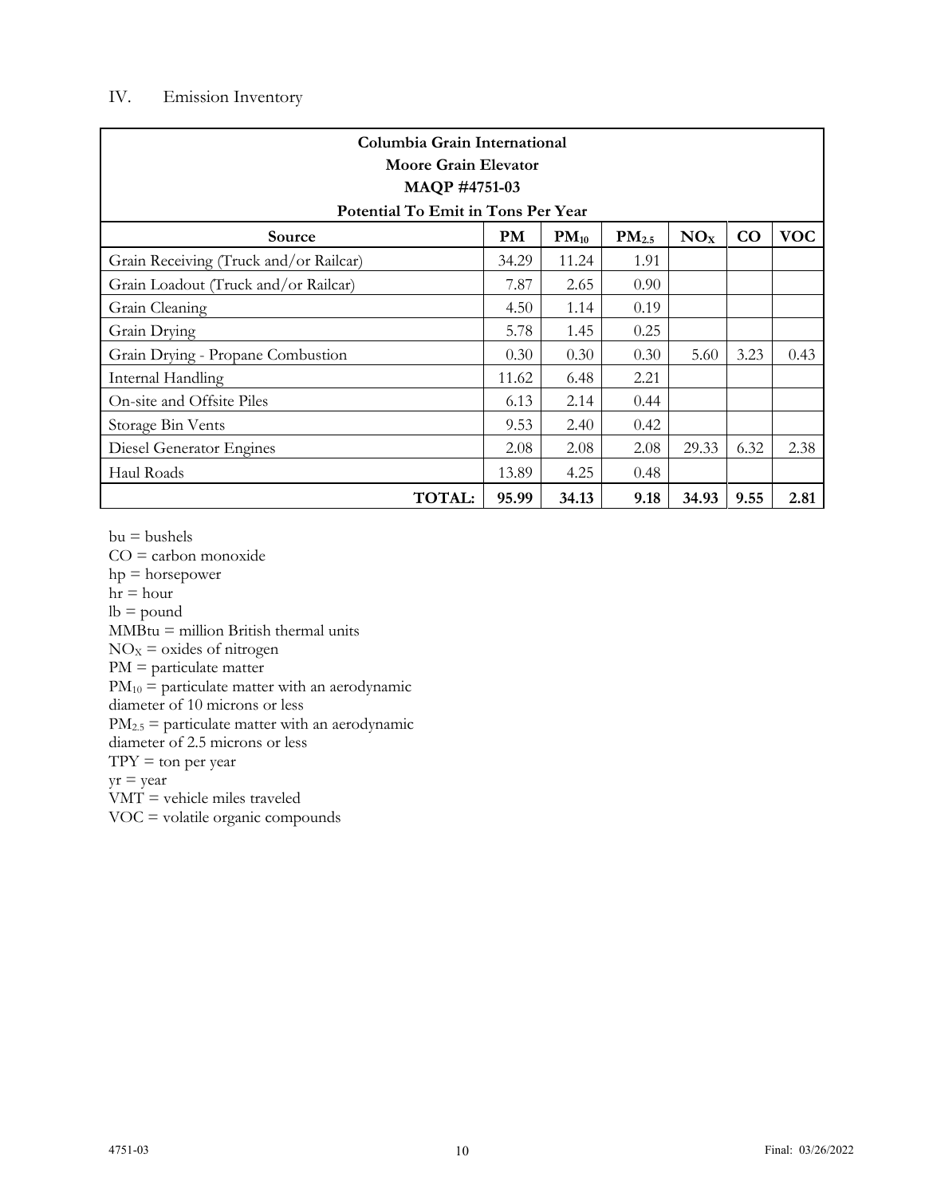## IV. Emission Inventory

| Columbia Grain International<br>Moore Grain Elevator<br>MAQP #4751-03<br>Potential To Emit in Tons Per Year | | | | | | |
|---|---|---|---|---|---|---|
| **Source** | **PM** | **$PM_{10}$** | **$PM_{2.5}$** | **$NO_X$** | **CO** | **VOC** |
| Grain Receiving (Truck and/or Railcar) | 34.29 | 11.24 | 1.91 | | | |
| Grain Loadout (Truck and/or Railcar) | 7.87 | 2.65 | 0.90 | | | |
| Grain Cleaning | 4.50 | 1.14 | 0.19 | | | |
| Grain Drying | 5.78 | 1.45 | 0.25 | | | |
| Grain Drying - Propane Combustion | 0.30 | 0.30 | 0.30 | 5.60 | 3.23 | 0.43 |
| Internal Handling | 11.62 | 6.48 | 2.21 | | | |
| On-site and Offsite Piles | 6.13 | 2.14 | 0.44 | | | |
| Storage Bin Vents | 9.53 | 2.40 | 0.42 | | | |
| Diesel Generator Engines | 2.08 | 2.08 | 2.08 | 29.33 | 6.32 | 2.38 |
| Haul Roads | 13.89 | 4.25 | 0.48 | | | |
| **TOTAL:** | **95.99** | **34.13** | **9.18** | **34.93** | **9.55** | **2.81** |

bu = bushels
CO = carbon monoxide
hp = horsepower
hr = hour
lb = pound
MMBtu = million British thermal units
$NO_X$ = oxides of nitrogen
PM = particulate matter
$PM_{10}$ = particulate matter with an aerodynamic diameter of 10 microns or less
$PM_{2.5}$ = particulate matter with an aerodynamic diameter of 2.5 microns or less
TPY = ton per year
yr = year
VMT = vehicle miles traveled
VOC = volatile organic compounds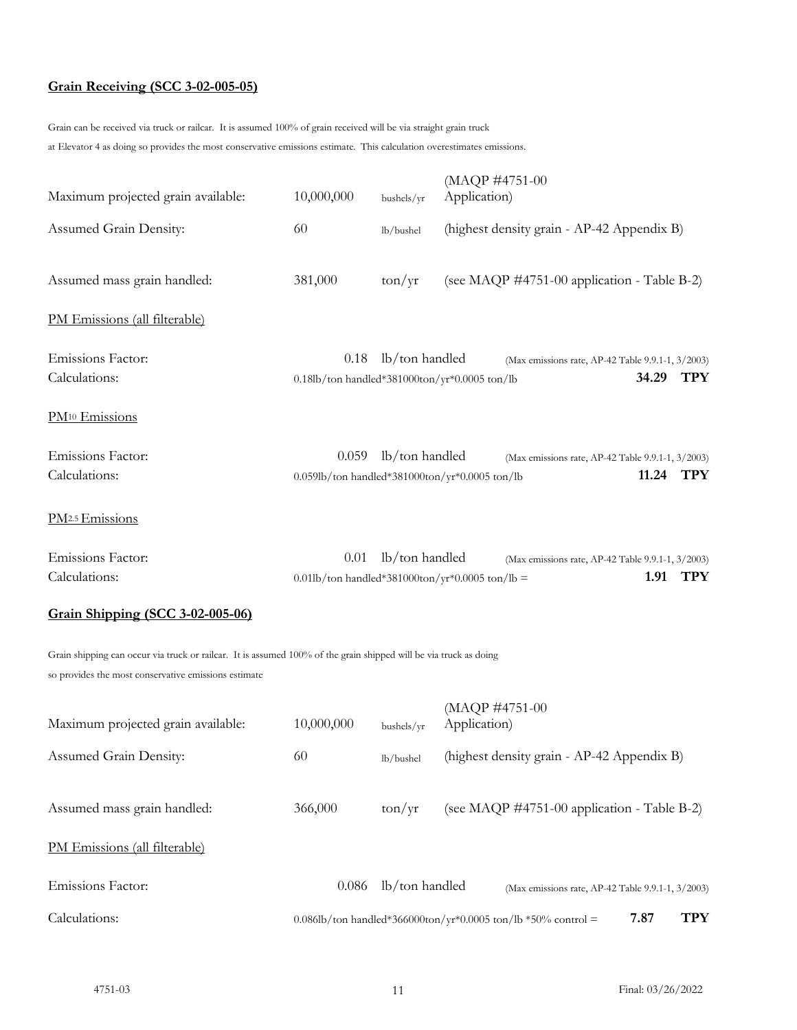## Grain Receiving (SCC 3-02-005-05)

Grain can be received via truck or railcar. It is assumed 100% of grain received will be via straight grain truck at Elevator 4 as doing so provides the most conservative emissions estimate. This calculation overestimates emissions.

| | | | |
|---|---|---|---|
| Maximum projected grain available: | 10,000,000 | bushels/yr | (MAQP #4751-00 Application) |
| Assumed Grain Density: | 60 | lb/bushel | (highest density grain - AP-42 Appendix B) |
| Assumed mass grain handled: | 381,000 | ton/yr | (see MAQP #4751-00 application - Table B-2) |

PM Emissions (all filterable)

| | | | |
|---|---|---|---|
| Emissions Factor: | 0.18 lb/ton handled | (Max emissions rate, AP-42 Table 9.9.1-1, 3/2003) | |
| Calculations: | 0.18lb/ton handled*381000ton/yr*0.0005 ton/lb | | **34.29 TPY** |

$PM_{10}$ Emissions

| | | | |
|---|---|---|---|
| Emissions Factor: | 0.059 lb/ton handled | (Max emissions rate, AP-42 Table 9.9.1-1, 3/2003) | |
| Calculations: | 0.059lb/ton handled*381000ton/yr*0.0005 ton/lb | | **11.24 TPY** |

$PM_{2.5}$ Emissions

| | | | |
|---|---|---|---|
| Emissions Factor: | 0.01 lb/ton handled | (Max emissions rate, AP-42 Table 9.9.1-1, 3/2003) | |
| Calculations: | 0.01lb/ton handled*381000ton/yr*0.0005 ton/lb = | | **1.91 TPY** |

## Grain Shipping (SCC 3-02-005-06)

Grain shipping can occur via truck or railcar. It is assumed 100% of the grain shipped will be via truck as doing so provides the most conservative emissions estimate

| | | | |
|---|---|---|---|
| Maximum projected grain available: | 10,000,000 | bushels/yr | (MAQP #4751-00 Application) |
| Assumed Grain Density: | 60 | lb/bushel | (highest density grain - AP-42 Appendix B) |
| Assumed mass grain handled: | 366,000 | ton/yr | (see MAQP #4751-00 application - Table B-2) |

PM Emissions (all filterable)

| | | | |
|---|---|---|---|
| Emissions Factor: | 0.086 lb/ton handled | (Max emissions rate, AP-42 Table 9.9.1-1, 3/2003) | |
| Calculations: | 0.086lb/ton handled*366000ton/yr*0.0005 ton/lb *50% control = | | **7.87 TPY** |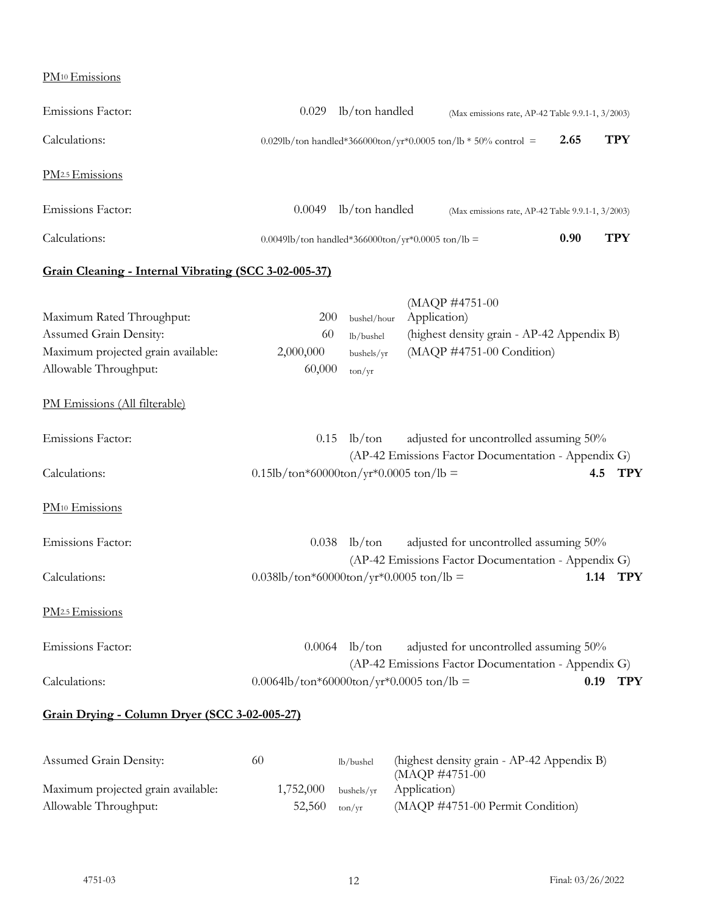PM$_{10}$ Emissions

| | | |
|---|---|---|
| Emissions Factor: | 0.029 lb/ton handled | (Max emissions rate, AP-42 Table 9.9.1-1, 3/2003) |
| Calculations: | 0.029lb/ton handled*366000ton/yr*0.0005 ton/lb * 50% control = | **2.65 TPY** |

PM$_{2.5}$ Emissions

| | | |
|---|---|---|
| Emissions Factor: | 0.0049 lb/ton handled | (Max emissions rate, AP-42 Table 9.9.1-1, 3/2003) |
| Calculations: | 0.0049lb/ton handled*366000ton/yr*0.0005 ton/lb = | **0.90 TPY** |

**Grain Cleaning - Internal Vibrating (SCC 3-02-005-37)**

| | | | |
|---|---|---|---|
| Maximum Rated Throughput: | 200 | bushel/hour | (MAQP #4751-00 Application) |
| Assumed Grain Density: | 60 | lb/bushel | (highest density grain - AP-42 Appendix B) |
| Maximum projected grain available: | 2,000,000 | bushels/yr | (MAQP #4751-00 Condition) |
| Allowable Throughput: | 60,000 | ton/yr | |

PM Emissions (All filterable)

| | | |
|---|---|---|
| Emissions Factor: | 0.15 lb/ton | adjusted for uncontrolled assuming 50% (AP-42 Emissions Factor Documentation - Appendix G) |
| Calculations: | 0.15lb/ton*60000ton/yr*0.0005 ton/lb = | **4.5 TPY** |

PM$_{10}$ Emissions

| | | |
|---|---|---|
| Emissions Factor: | 0.038 lb/ton | adjusted for uncontrolled assuming 50% (AP-42 Emissions Factor Documentation - Appendix G) |
| Calculations: | 0.038lb/ton*60000ton/yr*0.0005 ton/lb = | **1.14 TPY** |

PM$_{2.5}$ Emissions

| | | |
|---|---|---|
| Emissions Factor: | 0.0064 lb/ton | adjusted for uncontrolled assuming 50% (AP-42 Emissions Factor Documentation - Appendix G) |
| Calculations: | 0.0064lb/ton*60000ton/yr*0.0005 ton/lb = | **0.19 TPY** |

**Grain Drying - Column Dryer (SCC 3-02-005-27)**

| | | | |
|---|---|---|---|
| Assumed Grain Density: | 60 | lb/bushel | (highest density grain - AP-42 Appendix B) |
| Maximum projected grain available: | 1,752,000 | bushels/yr | (MAQP #4751-00 Application) |
| Allowable Throughput: | 52,560 | ton/yr | (MAQP #4751-00 Permit Condition) |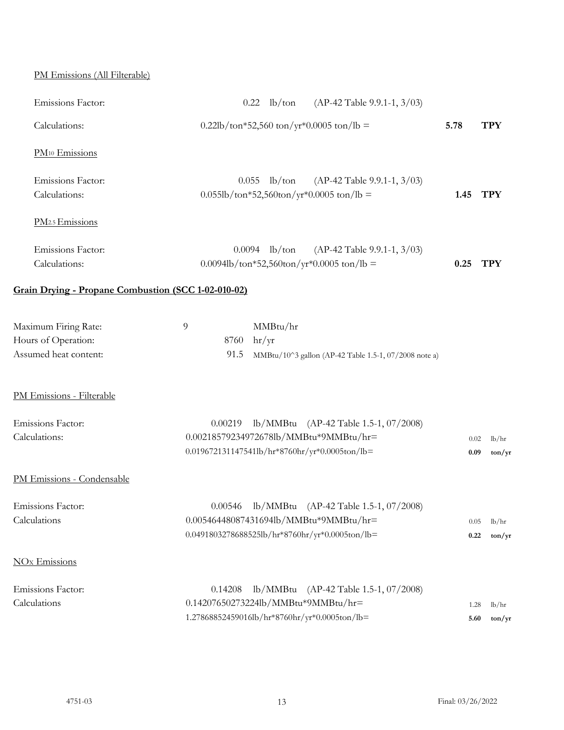PM Emissions (All Filterable)

| | | |
|---|---|---|
| Emissions Factor: | 0.22 lb/ton (AP-42 Table 9.9.1-1, 3/03) | |
| Calculations: | 0.22lb/ton*52,560 ton/yr*0.0005 ton/lb = | **5.78 TPY** |

PM$_{10}$ Emissions

| | | |
|---|---|---|
| Emissions Factor: | 0.055 lb/ton (AP-42 Table 9.9.1-1, 3/03) | |
| Calculations: | 0.055lb/ton*52,560ton/yr*0.0005 ton/lb = | **1.45 TPY** |

PM$_{2.5}$ Emissions

| | | |
|---|---|---|
| Emissions Factor: | 0.0094 lb/ton (AP-42 Table 9.9.1-1, 3/03) | |
| Calculations: | 0.0094lb/ton*52,560ton/yr*0.0005 ton/lb = | **0.25 TPY** |

**Grain Drying - Propane Combustion (SCC 1-02-010-02)**

| | | |
|---|---|---|
| Maximum Firing Rate: | 9 | MMBtu/hr |
| Hours of Operation: | 8760 | hr/yr |
| Assumed heat content: | 91.5 | MMBtu/10^3 gallon (AP-42 Table 1.5-1, 07/2008 note a) |

PM Emissions - Filterable

| | | | |
|---|---|---|---|
| Emissions Factor: | 0.00219 lb/MMBtu (AP-42 Table 1.5-1, 07/2008) | | |
| Calculations: | 0.00218579234972678lb/MMBtu*9MMBtu/hr= | 0.02 | lb/hr |
| | 0.019672131147541lb/hr*8760hr/yr*0.0005ton/lb= | **0.09** | **ton/yr** |

PM Emissions - Condensable

| | | | |
|---|---|---|---|
| Emissions Factor: | 0.00546 lb/MMBtu (AP-42 Table 1.5-1, 07/2008) | | |
| Calculations | 0.00546448087431694lb/MMBtu*9MMBtu/hr= | 0.05 | lb/hr |
| | 0.0491803278688525lb/hr*8760hr/yr*0.0005ton/lb= | **0.22** | **ton/yr** |

NO$_x$ Emissions

| | | | |
|---|---|---|---|
| Emissions Factor: | 0.14208 lb/MMBtu (AP-42 Table 1.5-1, 07/2008) | | |
| Calculations | 0.14207650273224lb/MMBtu*9MMBtu/hr= | 1.28 | lb/hr |
| | 1.27868852459016lb/hr*8760hr/yr*0.0005ton/lb= | **5.60** | **ton/yr** |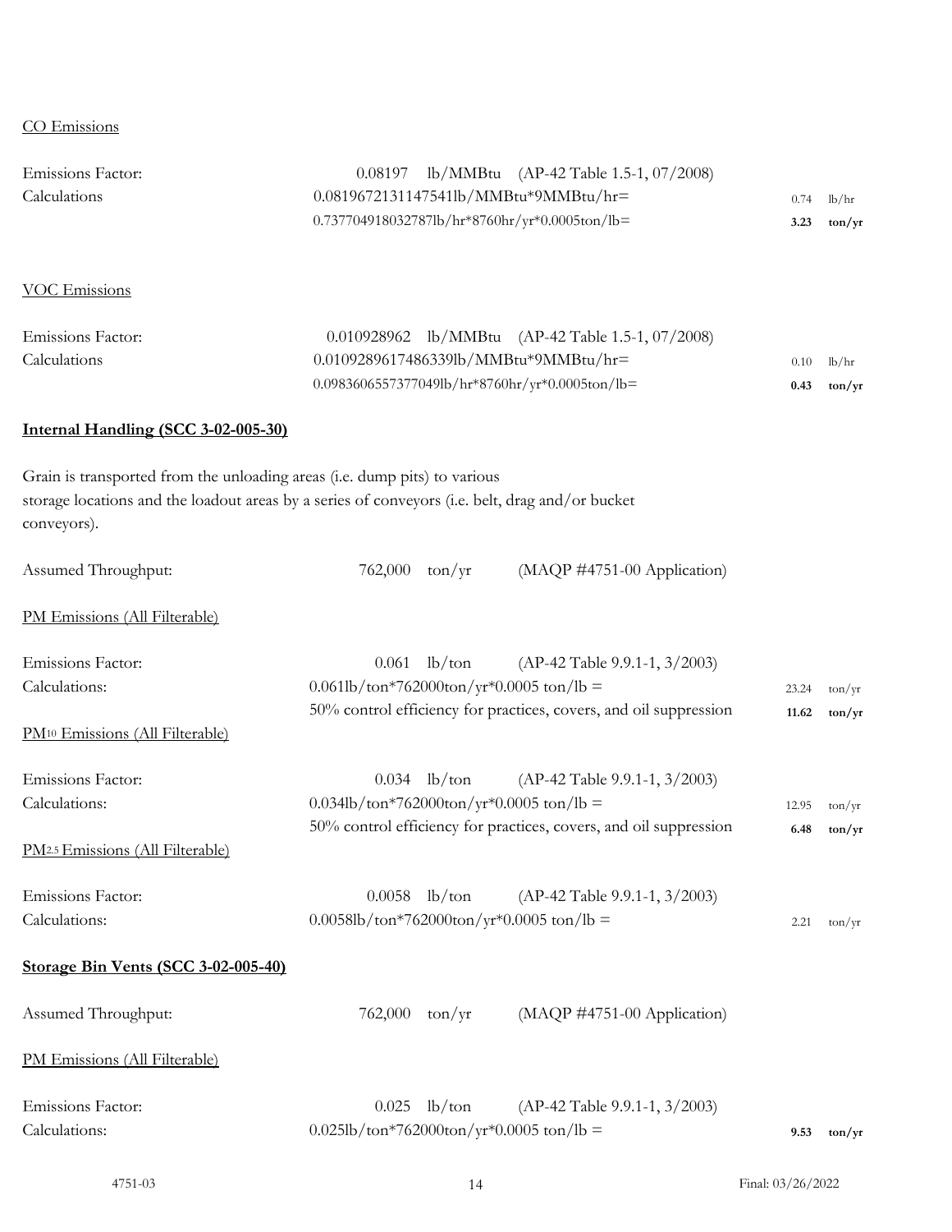CO Emissions

| | | | |
|---|---|---|---|
| Emissions Factor: | 0.08197 lb/MMBtu (AP-42 Table 1.5-1, 07/2008) | | |
| Calculations | 0.0819672131147541lb/MMBtu*9MMBtu/hr= | 0.74 | lb/hr |
| | 0.737704918032787lb/hr*8760hr/yr*0.0005ton/lb= | **3.23** | **ton/yr** |

VOC Emissions

| | | | |
|---|---|---|---|
| Emissions Factor: | 0.010928962 lb/MMBtu (AP-42 Table 1.5-1, 07/2008) | | |
| Calculations | 0.0109289617486339lb/MMBtu*9MMBtu/hr= | 0.10 | lb/hr |
| | 0.0983606557377049lb/hr*8760hr/yr*0.0005ton/lb= | **0.43** | **ton/yr** |

**Internal Handling (SCC 3-02-005-30)**

Grain is transported from the unloading areas (i.e. dump pits) to various storage locations and the loadout areas by a series of conveyors (i.e. belt, drag and/or bucket conveyors).

Assumed Throughput: 762,000 ton/yr (MAQP #4751-00 Application)

PM Emissions (All Filterable)

| | | | |
|---|---|---|---|
| Emissions Factor: | 0.061 lb/ton (AP-42 Table 9.9.1-1, 3/2003) | | |
| Calculations: | 0.061lb/ton*762000ton/yr*0.0005 ton/lb = | 23.24 | ton/yr |
| | 50% control efficiency for practices, covers, and oil suppression | **11.62** | **ton/yr** |

$PM_{10}$ Emissions (All Filterable)

| | | | |
|---|---|---|---|
| Emissions Factor: | 0.034 lb/ton (AP-42 Table 9.9.1-1, 3/2003) | | |
| Calculations: | 0.034lb/ton*762000ton/yr*0.0005 ton/lb = | 12.95 | ton/yr |
| | 50% control efficiency for practices, covers, and oil suppression | **6.48** | **ton/yr** |

$PM_{2.5}$ Emissions (All Filterable)

| | | | |
|---|---|---|---|
| Emissions Factor: | 0.0058 lb/ton (AP-42 Table 9.9.1-1, 3/2003) | | |
| Calculations: | 0.0058lb/ton*762000ton/yr*0.0005 ton/lb = | 2.21 | ton/yr |

**Storage Bin Vents (SCC 3-02-005-40)**

Assumed Throughput: 762,000 ton/yr (MAQP #4751-00 Application)

PM Emissions (All Filterable)

| | | | |
|---|---|---|---|
| Emissions Factor: | 0.025 lb/ton (AP-42 Table 9.9.1-1, 3/2003) | | |
| Calculations: | 0.025lb/ton*762000ton/yr*0.0005 ton/lb = | **9.53** | **ton/yr** |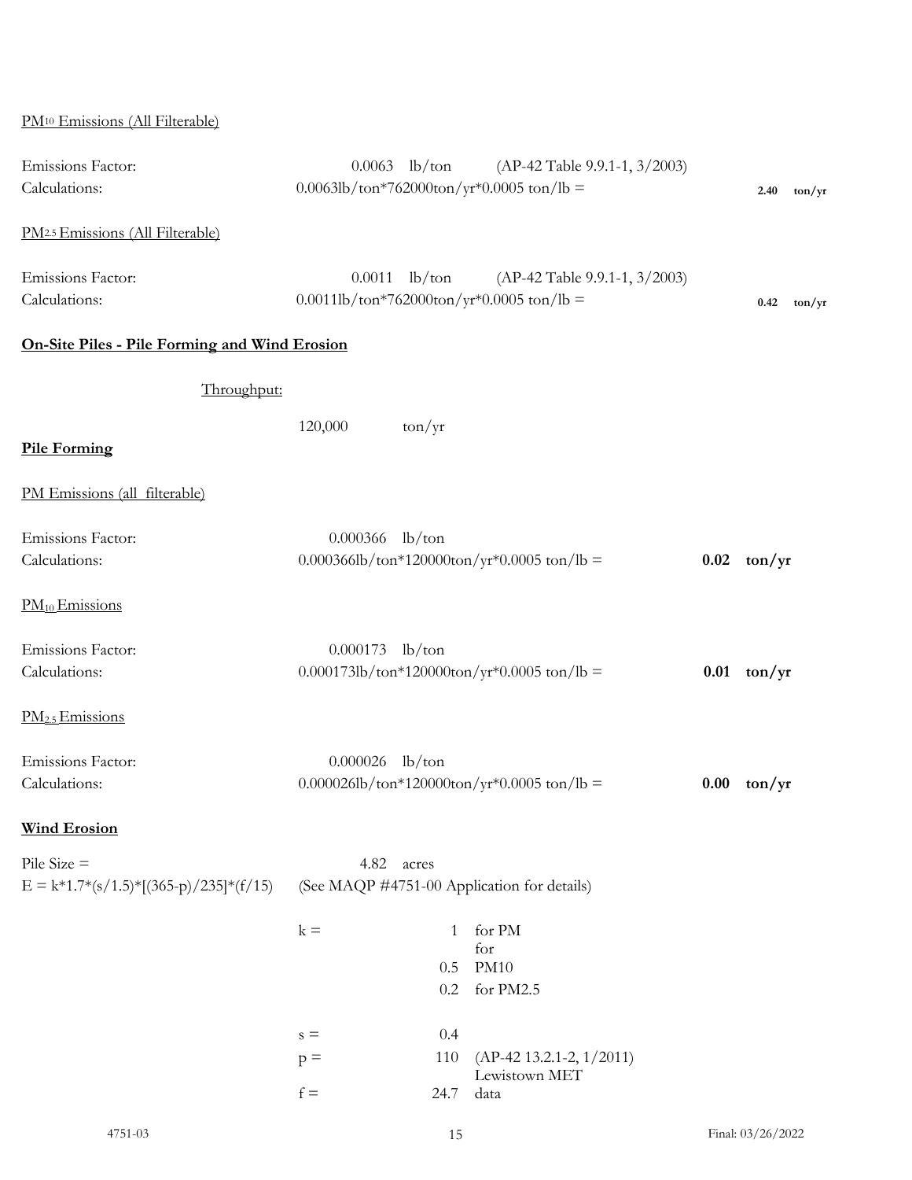PM$_{10}$ Emissions (All Filterable)

Emissions Factor: 0.0063 lb/ton (AP-42 Table 9.9.1-1, 3/2003)

Calculations: 0.0063lb/ton*762000ton/yr*0.0005 ton/lb = **2.40 ton/yr**

PM$_{2.5}$ Emissions (All Filterable)

Emissions Factor: 0.0011 lb/ton (AP-42 Table 9.9.1-1, 3/2003)

Calculations: 0.0011lb/ton*762000ton/yr*0.0005 ton/lb = **0.42 ton/yr**

**On-Site Piles - Pile Forming and Wind Erosion**

Throughput: 120,000 ton/yr

**Pile Forming**

PM Emissions (all filterable)

Emissions Factor: 0.000366 lb/ton

Calculations: 0.000366lb/ton*120000ton/yr*0.0005 ton/lb = **0.02 ton/yr**

PM$_{10}$ Emissions

Emissions Factor: 0.000173 lb/ton

Calculations: 0.000173lb/ton*120000ton/yr*0.0005 ton/lb = **0.01 ton/yr**

PM$_{2.5}$ Emissions

Emissions Factor: 0.000026 lb/ton

Calculations: 0.000026lb/ton*120000ton/yr*0.0005 ton/lb = **0.00 ton/yr**

**Wind Erosion**

Pile Size = 4.82 acres

$E = k*1.7*(s/1.5)*[(365-p)/235]*(f/15)$ (See MAQP #4751-00 Application for details)

| | | |
|---|---|---|
| k = | 1 | for PM |
| | 0.5 | for PM10 |
| | 0.2 | for PM2.5 |
| s = | 0.4 | |
| p = | 110 | (AP-42 13.2.1-2, 1/2011) |
| f = | 24.7 | Lewistown MET data |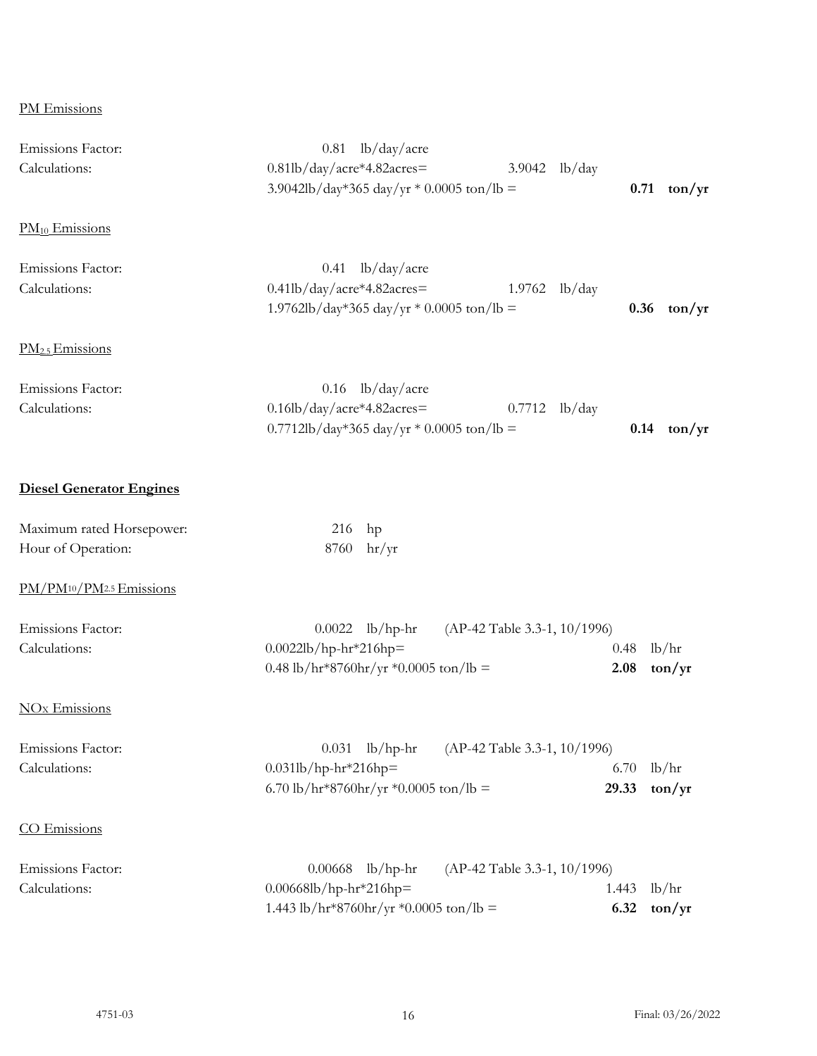PM Emissions

Emissions Factor: 0.81 lb/day/acre

Calculations: 0.81lb/day/acre*4.82acres= 3.9042 lb/day

3.9042lb/day*365 day/yr * 0.0005 ton/lb = **0.71 ton/yr**

$PM_{10}$ Emissions

Emissions Factor: 0.41 lb/day/acre

Calculations: 0.41lb/day/acre*4.82acres= 1.9762 lb/day

1.9762lb/day*365 day/yr * 0.0005 ton/lb = **0.36 ton/yr**

$PM_{2.5}$ Emissions

Emissions Factor: 0.16 lb/day/acre

Calculations: 0.16lb/day/acre*4.82acres= 0.7712 lb/day

0.7712lb/day*365 day/yr * 0.0005 ton/lb = **0.14 ton/yr**

**Diesel Generator Engines**

Maximum rated Horsepower: 216 hp

Hour of Operation: 8760 hr/yr

$PM/PM_{10}/PM_{2.5}$ Emissions

Emissions Factor: 0.0022 lb/hp-hr (AP-42 Table 3.3-1, 10/1996)

Calculations: 0.0022lb/hp-hr*216hp= 0.48 lb/hr

0.48 lb/hr*8760hr/yr *0.0005 ton/lb = **2.08 ton/yr**

$NO_x$ Emissions

Emissions Factor: 0.031 lb/hp-hr (AP-42 Table 3.3-1, 10/1996)

Calculations: 0.031lb/hp-hr*216hp= 6.70 lb/hr

6.70 lb/hr*8760hr/yr *0.0005 ton/lb = **29.33 ton/yr**

CO Emissions

Emissions Factor: 0.00668 lb/hp-hr (AP-42 Table 3.3-1, 10/1996)

Calculations: 0.00668lb/hp-hr*216hp= 1.443 lb/hr

1.443 lb/hr*8760hr/yr *0.0005 ton/lb = **6.32 ton/yr**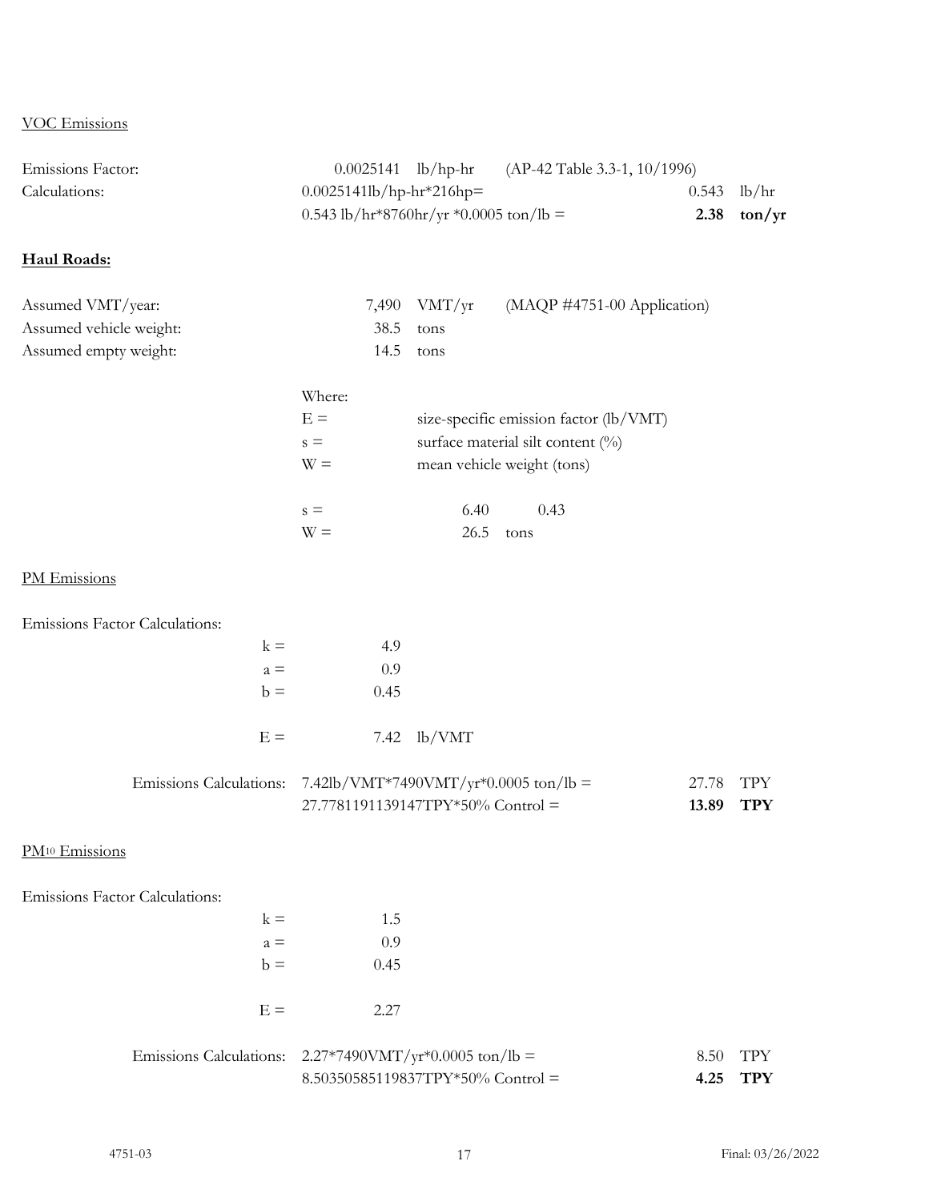VOC Emissions

Emissions Factor: 0.0025141 lb/hp-hr (AP-42 Table 3.3-1, 10/1996)

Calculations: 0.0025141lb/hp-hr*216hp= 0.543 lb/hr

0.543 lb/hr*8760hr/yr *0.0005 ton/lb = **2.38 ton/yr**

**Haul Roads:**

Assumed VMT/year: 7,490 VMT/yr (MAQP #4751-00 Application)

Assumed vehicle weight: 38.5 tons

Assumed empty weight: 14.5 tons

Where:

E = size-specific emission factor (lb/VMT)

s = surface material silt content (%)

W = mean vehicle weight (tons)

s = 6.40 0.43

W = 26.5 tons

PM Emissions

Emissions Factor Calculations:

k = 4.9

a = 0.9

b = 0.45

E = 7.42 lb/VMT

Emissions Calculations: 7.42lb/VMT*7490VMT/yr*0.0005 ton/lb = 27.78 TPY

27.7781191139147TPY*50% Control = **13.89 TPY**

PM10 Emissions

Emissions Factor Calculations:

k = 1.5

a = 0.9

b = 0.45

E = 2.27

Emissions Calculations: 2.27*7490VMT/yr*0.0005 ton/lb = 8.50 TPY

8.50350585119837TPY*50% Control = **4.25 TPY**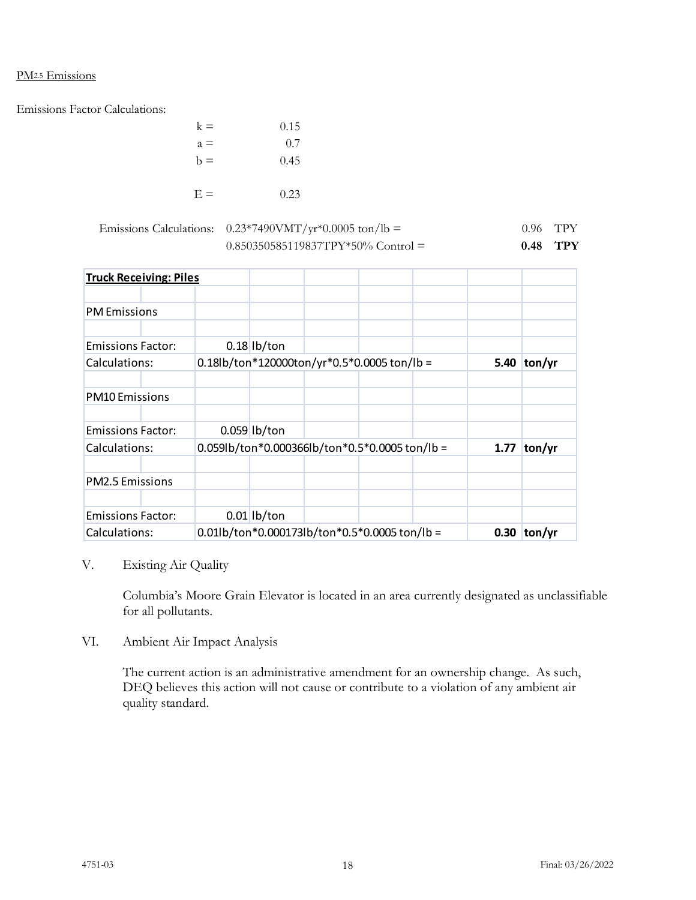PM2.5 Emissions

Emissions Factor Calculations:

| | |
|---|---|
| k = | 0.15 |
| a = | 0.7 |
| b = | 0.45 |
| | |
| E = | 0.23 |

| Emissions Calculations: | 0.23*7490VMT/yr*0.0005 ton/lb = | 0.96 | TPY |
|---|---|---|---|
| | 0.850350585119837TPY*50% Control = | **0.48** | **TPY** |

| **Truck Receiving: Piles** | | | |
|---|---|---|---|
| | | | |
| PM Emissions | | | |
| | | | |
| Emissions Factor: | 0.18 lb/ton | | |
| Calculations: | 0.18lb/ton*120000ton/yr*0.5*0.0005 ton/lb = | **5.40** | **ton/yr** |
| | | | |
| PM10 Emissions | | | |
| | | | |
| Emissions Factor: | 0.059 lb/ton | | |
| Calculations: | 0.059lb/ton*0.000366lb/ton*0.5*0.0005 ton/lb = | **1.77** | **ton/yr** |
| | | | |
| PM2.5 Emissions | | | |
| | | | |
| Emissions Factor: | 0.01 lb/ton | | |
| Calculations: | 0.01lb/ton*0.000173lb/ton*0.5*0.0005 ton/lb = | **0.30** | **ton/yr** |

V. Existing Air Quality

Columbia's Moore Grain Elevator is located in an area currently designated as unclassifiable for all pollutants.

VI. Ambient Air Impact Analysis

The current action is an administrative amendment for an ownership change. As such, DEQ believes this action will not cause or contribute to a violation of any ambient air quality standard.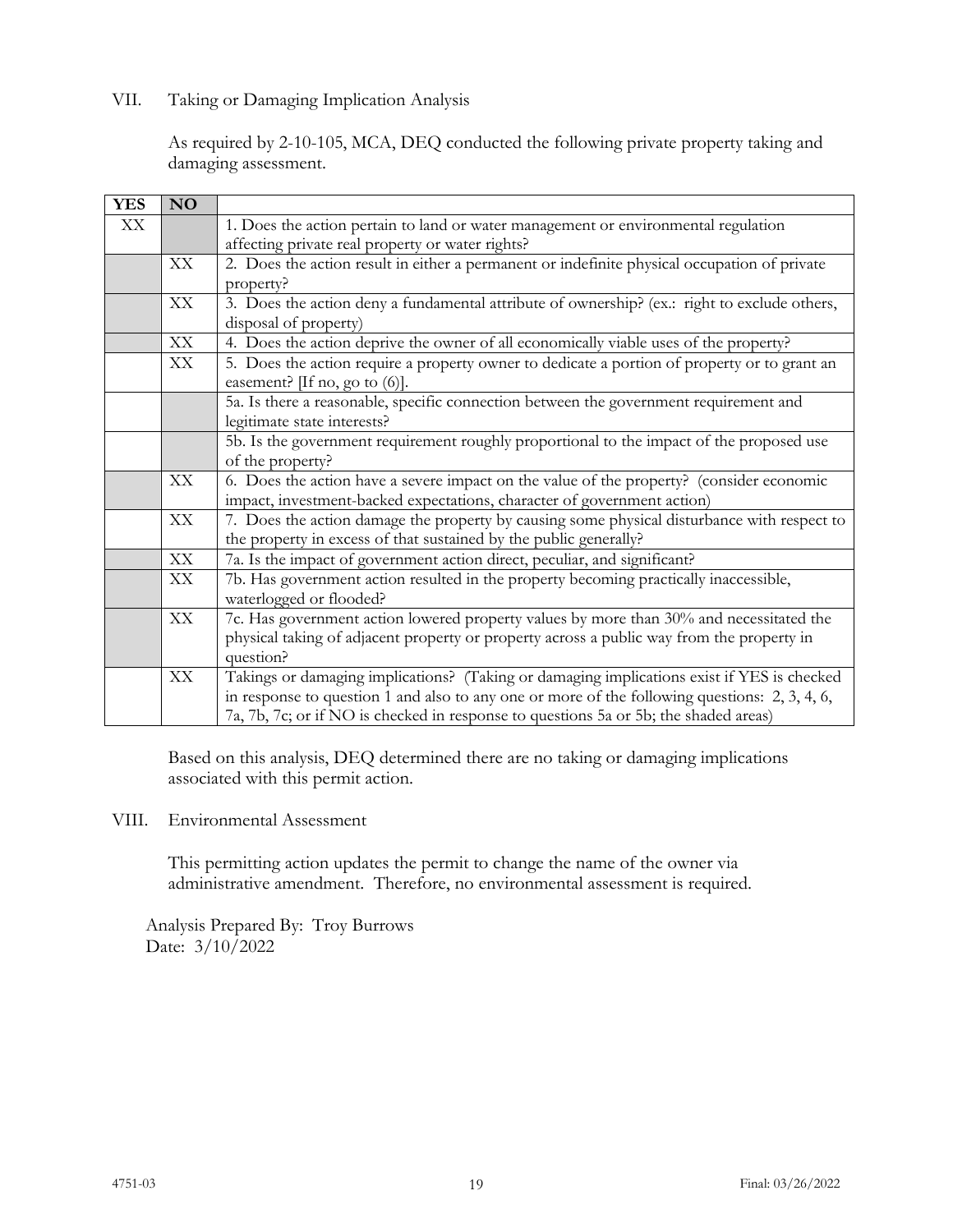VII. Taking or Damaging Implication Analysis

As required by 2-10-105, MCA, DEQ conducted the following private property taking and damaging assessment.

| YES | NO | |
|---|---|---|
| XX | | 1. Does the action pertain to land or water management or environmental regulation affecting private real property or water rights? |
| | XX | 2. Does the action result in either a permanent or indefinite physical occupation of private property? |
| | XX | 3. Does the action deny a fundamental attribute of ownership? (ex.: right to exclude others, disposal of property) |
| | XX | 4. Does the action deprive the owner of all economically viable uses of the property? |
| | XX | 5. Does the action require a property owner to dedicate a portion of property or to grant an easement? [If no, go to (6)]. |
| | | 5a. Is there a reasonable, specific connection between the government requirement and legitimate state interests? |
| | | 5b. Is the government requirement roughly proportional to the impact of the proposed use of the property? |
| | XX | 6. Does the action have a severe impact on the value of the property? (consider economic impact, investment-backed expectations, character of government action) |
| | XX | 7. Does the action damage the property by causing some physical disturbance with respect to the property in excess of that sustained by the public generally? |
| | XX | 7a. Is the impact of government action direct, peculiar, and significant? |
| | XX | 7b. Has government action resulted in the property becoming practically inaccessible, waterlogged or flooded? |
| | XX | 7c. Has government action lowered property values by more than 30% and necessitated the physical taking of adjacent property or property across a public way from the property in question? |
| | XX | Takings or damaging implications? (Taking or damaging implications exist if YES is checked in response to question 1 and also to any one or more of the following questions: 2, 3, 4, 6, 7a, 7b, 7c; or if NO is checked in response to questions 5a or 5b; the shaded areas) |

Based on this analysis, DEQ determined there are no taking or damaging implications associated with this permit action.

VIII. Environmental Assessment

This permitting action updates the permit to change the name of the owner via administrative amendment. Therefore, no environmental assessment is required.

Analysis Prepared By: Troy Burrows
Date: 3/10/2022